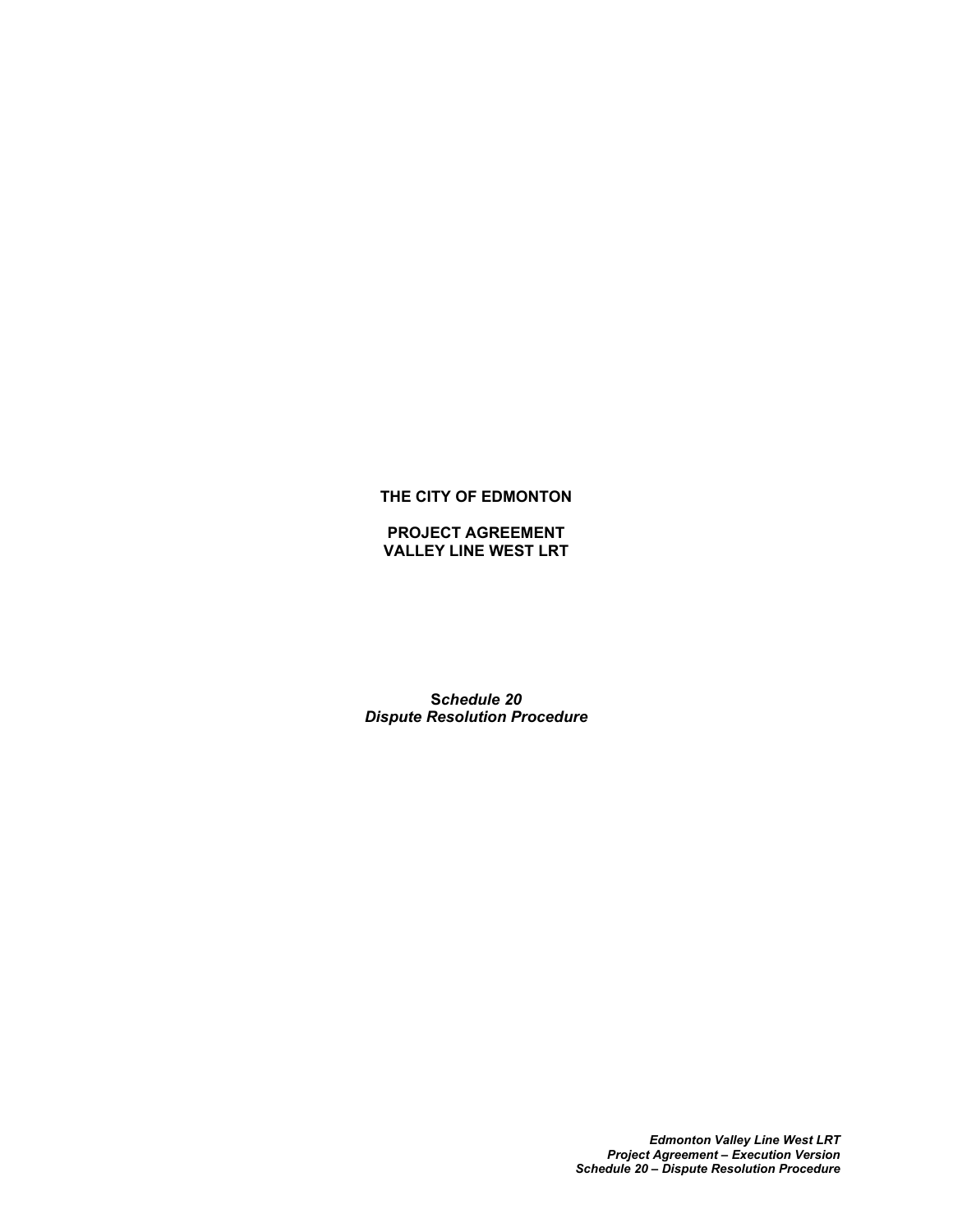**THE CITY OF EDMONTON**

**PROJECT AGREEMENT**
**VALLEY LINE WEST LRT**

***Schedule 20***
***Dispute Resolution Procedure***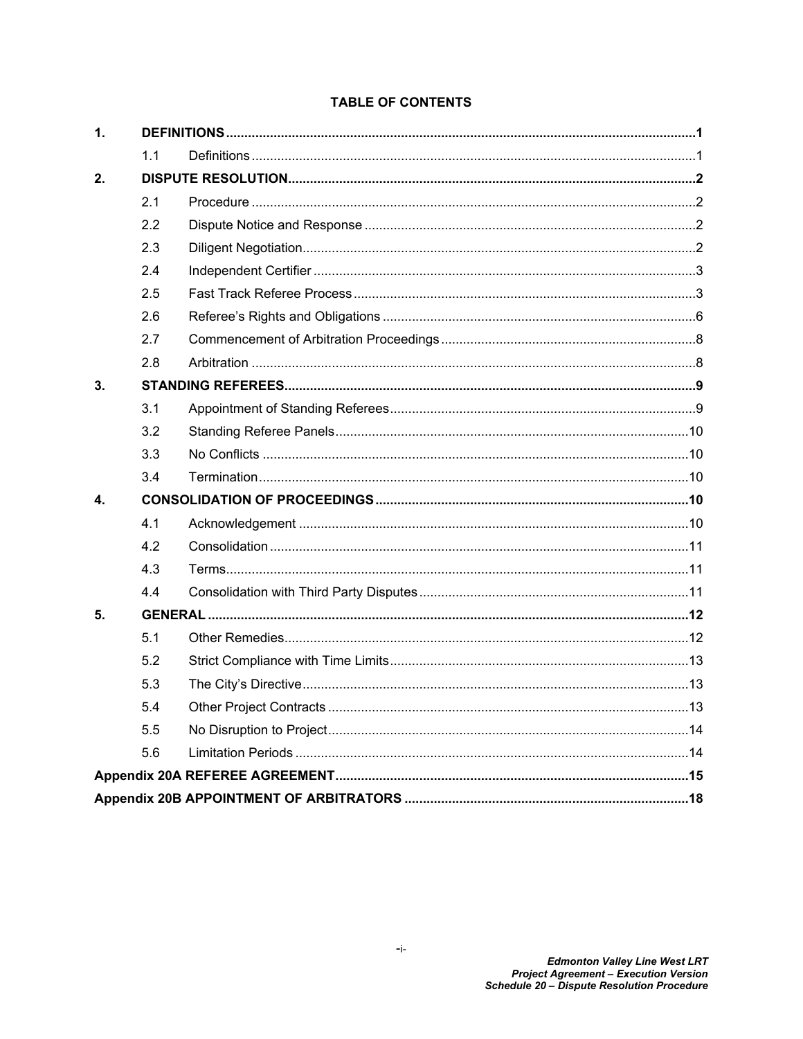**TABLE OF CONTENTS**

| | | | |
|---|---|---|---|
| **1.** | **DEFINITIONS** | | **1** |
| | 1.1 | Definitions | 1 |
| **2.** | **DISPUTE RESOLUTION** | | **2** |
| | 2.1 | Procedure | 2 |
| | 2.2 | Dispute Notice and Response | 2 |
| | 2.3 | Diligent Negotiation | 2 |
| | 2.4 | Independent Certifier | 3 |
| | 2.5 | Fast Track Referee Process | 3 |
| | 2.6 | Referee's Rights and Obligations | 6 |
| | 2.7 | Commencement of Arbitration Proceedings | 8 |
| | 2.8 | Arbitration | 8 |
| **3.** | **STANDING REFEREES** | | **9** |
| | 3.1 | Appointment of Standing Referees | 9 |
| | 3.2 | Standing Referee Panels | 10 |
| | 3.3 | No Conflicts | 10 |
| | 3.4 | Termination | 10 |
| **4.** | **CONSOLIDATION OF PROCEEDINGS** | | **10** |
| | 4.1 | Acknowledgement | 10 |
| | 4.2 | Consolidation | 11 |
| | 4.3 | Terms | 11 |
| | 4.4 | Consolidation with Third Party Disputes | 11 |
| **5.** | **GENERAL** | | **12** |
| | 5.1 | Other Remedies | 12 |
| | 5.2 | Strict Compliance with Time Limits | 13 |
| | 5.3 | The City's Directive | 13 |
| | 5.4 | Other Project Contracts | 13 |
| | 5.5 | No Disruption to Project | 14 |
| | 5.6 | Limitation Periods | 14 |
| **Appendix 20A REFEREE AGREEMENT** | | | **15** |
| **Appendix 20B APPOINTMENT OF ARBITRATORS** | | | **18** |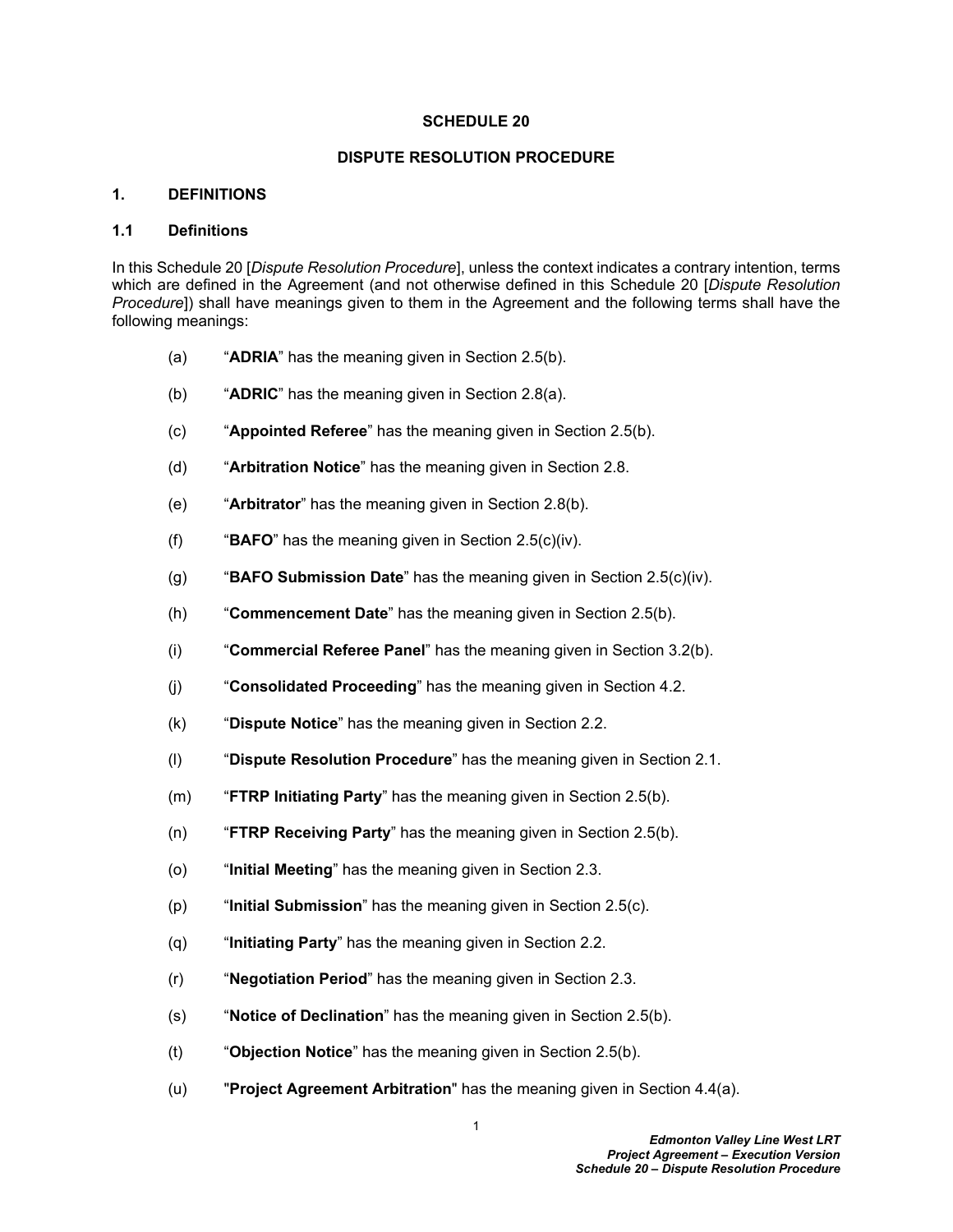**SCHEDULE 20**

**DISPUTE RESOLUTION PROCEDURE**

## 1. DEFINITIONS

### 1.1 Definitions

In this Schedule 20 [*Dispute Resolution Procedure*], unless the context indicates a contrary intention, terms which are defined in the Agreement (and not otherwise defined in this Schedule 20 [*Dispute Resolution Procedure*]) shall have meanings given to them in the Agreement and the following terms shall have the following meanings:

(a) "**ADRIA**" has the meaning given in Section 2.5(b).

(b) "**ADRIC**" has the meaning given in Section 2.8(a).

(c) "**Appointed Referee**" has the meaning given in Section 2.5(b).

(d) "**Arbitration Notice**" has the meaning given in Section 2.8.

(e) "**Arbitrator**" has the meaning given in Section 2.8(b).

(f) "**BAFO**" has the meaning given in Section 2.5(c)(iv).

(g) "**BAFO Submission Date**" has the meaning given in Section 2.5(c)(iv).

(h) "**Commencement Date**" has the meaning given in Section 2.5(b).

(i) "**Commercial Referee Panel**" has the meaning given in Section 3.2(b).

(j) "**Consolidated Proceeding**" has the meaning given in Section 4.2.

(k) "**Dispute Notice**" has the meaning given in Section 2.2.

(l) "**Dispute Resolution Procedure**" has the meaning given in Section 2.1.

(m) "**FTRP Initiating Party**" has the meaning given in Section 2.5(b).

(n) "**FTRP Receiving Party**" has the meaning given in Section 2.5(b).

(o) "**Initial Meeting**" has the meaning given in Section 2.3.

(p) "**Initial Submission**" has the meaning given in Section 2.5(c).

(q) "**Initiating Party**" has the meaning given in Section 2.2.

(r) "**Negotiation Period**" has the meaning given in Section 2.3.

(s) "**Notice of Declination**" has the meaning given in Section 2.5(b).

(t) "**Objection Notice**" has the meaning given in Section 2.5(b).

(u) "**Project Agreement Arbitration**" has the meaning given in Section 4.4(a).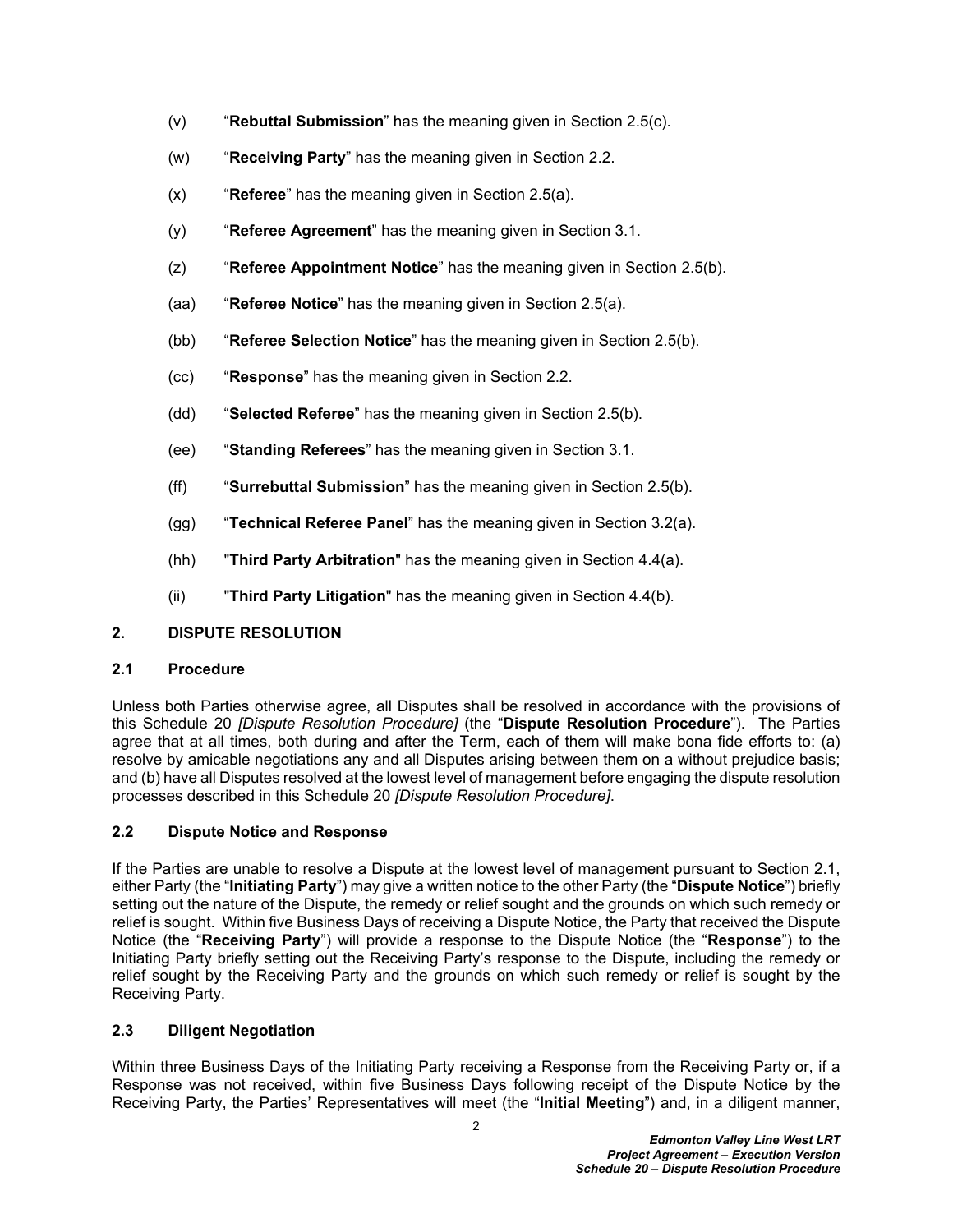(v) "**Rebuttal Submission**" has the meaning given in Section 2.5(c).

(w) "**Receiving Party**" has the meaning given in Section 2.2.

(x) "**Referee**" has the meaning given in Section 2.5(a).

(y) "**Referee Agreement**" has the meaning given in Section 3.1.

(z) "**Referee Appointment Notice**" has the meaning given in Section 2.5(b).

(aa) "**Referee Notice**" has the meaning given in Section 2.5(a).

(bb) "**Referee Selection Notice**" has the meaning given in Section 2.5(b).

(cc) "**Response**" has the meaning given in Section 2.2.

(dd) "**Selected Referee**" has the meaning given in Section 2.5(b).

(ee) "**Standing Referees**" has the meaning given in Section 3.1.

(ff) "**Surrebuttal Submission**" has the meaning given in Section 2.5(b).

(gg) "**Technical Referee Panel**" has the meaning given in Section 3.2(a).

(hh) "**Third Party Arbitration**" has the meaning given in Section 4.4(a).

(ii) "**Third Party Litigation**" has the meaning given in Section 4.4(b).

## 2. DISPUTE RESOLUTION

### 2.1 Procedure

Unless both Parties otherwise agree, all Disputes shall be resolved in accordance with the provisions of this Schedule 20 *[Dispute Resolution Procedure]* (the "**Dispute Resolution Procedure**"). The Parties agree that at all times, both during and after the Term, each of them will make bona fide efforts to: (a) resolve by amicable negotiations any and all Disputes arising between them on a without prejudice basis; and (b) have all Disputes resolved at the lowest level of management before engaging the dispute resolution processes described in this Schedule 20 *[Dispute Resolution Procedure]*.

### 2.2 Dispute Notice and Response

If the Parties are unable to resolve a Dispute at the lowest level of management pursuant to Section 2.1, either Party (the "**Initiating Party**") may give a written notice to the other Party (the "**Dispute Notice**") briefly setting out the nature of the Dispute, the remedy or relief sought and the grounds on which such remedy or relief is sought. Within five Business Days of receiving a Dispute Notice, the Party that received the Dispute Notice (the "**Receiving Party**") will provide a response to the Dispute Notice (the "**Response**") to the Initiating Party briefly setting out the Receiving Party's response to the Dispute, including the remedy or relief sought by the Receiving Party and the grounds on which such remedy or relief is sought by the Receiving Party.

### 2.3 Diligent Negotiation

Within three Business Days of the Initiating Party receiving a Response from the Receiving Party or, if a Response was not received, within five Business Days following receipt of the Dispute Notice by the Receiving Party, the Parties' Representatives will meet (the "**Initial Meeting**") and, in a diligent manner,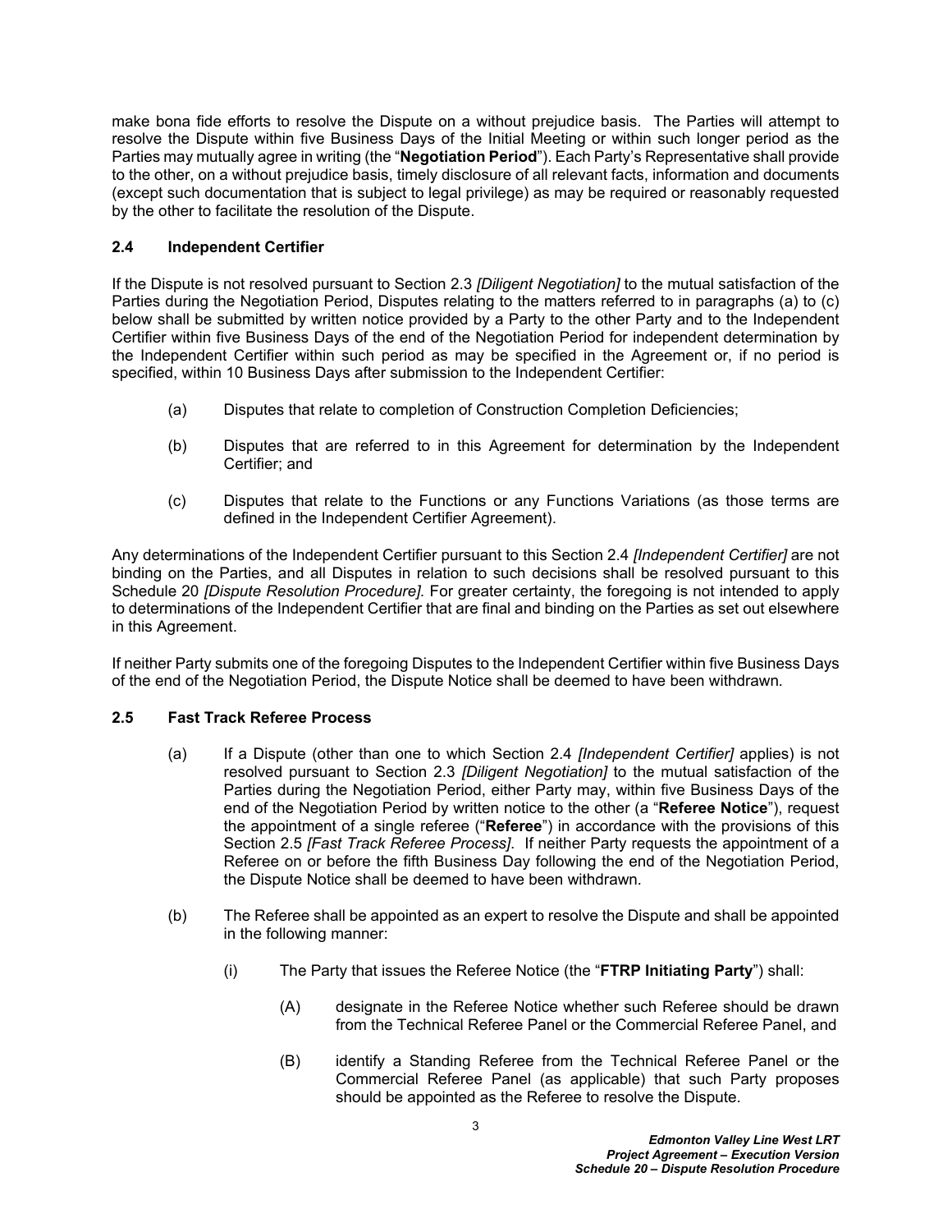make bona fide efforts to resolve the Dispute on a without prejudice basis. The Parties will attempt to resolve the Dispute within five Business Days of the Initial Meeting or within such longer period as the Parties may mutually agree in writing (the "**Negotiation Period**"). Each Party's Representative shall provide to the other, on a without prejudice basis, timely disclosure of all relevant facts, information and documents (except such documentation that is subject to legal privilege) as may be required or reasonably requested by the other to facilitate the resolution of the Dispute.

### 2.4 Independent Certifier

If the Dispute is not resolved pursuant to Section 2.3 *[Diligent Negotiation]* to the mutual satisfaction of the Parties during the Negotiation Period, Disputes relating to the matters referred to in paragraphs (a) to (c) below shall be submitted by written notice provided by a Party to the other Party and to the Independent Certifier within five Business Days of the end of the Negotiation Period for independent determination by the Independent Certifier within such period as may be specified in the Agreement or, if no period is specified, within 10 Business Days after submission to the Independent Certifier:

(a) Disputes that relate to completion of Construction Completion Deficiencies;

(b) Disputes that are referred to in this Agreement for determination by the Independent Certifier; and

(c) Disputes that relate to the Functions or any Functions Variations (as those terms are defined in the Independent Certifier Agreement).

Any determinations of the Independent Certifier pursuant to this Section 2.4 *[Independent Certifier]* are not binding on the Parties, and all Disputes in relation to such decisions shall be resolved pursuant to this Schedule 20 *[Dispute Resolution Procedure]*. For greater certainty, the foregoing is not intended to apply to determinations of the Independent Certifier that are final and binding on the Parties as set out elsewhere in this Agreement.

If neither Party submits one of the foregoing Disputes to the Independent Certifier within five Business Days of the end of the Negotiation Period, the Dispute Notice shall be deemed to have been withdrawn.

### 2.5 Fast Track Referee Process

(a) If a Dispute (other than one to which Section 2.4 *[Independent Certifier]* applies) is not resolved pursuant to Section 2.3 *[Diligent Negotiation]* to the mutual satisfaction of the Parties during the Negotiation Period, either Party may, within five Business Days of the end of the Negotiation Period by written notice to the other (a "**Referee Notice**"), request the appointment of a single referee ("**Referee**") in accordance with the provisions of this Section 2.5 *[Fast Track Referee Process]*. If neither Party requests the appointment of a Referee on or before the fifth Business Day following the end of the Negotiation Period, the Dispute Notice shall be deemed to have been withdrawn.

(b) The Referee shall be appointed as an expert to resolve the Dispute and shall be appointed in the following manner:

(i) The Party that issues the Referee Notice (the "**FTRP Initiating Party**") shall:

(A) designate in the Referee Notice whether such Referee should be drawn from the Technical Referee Panel or the Commercial Referee Panel, and

(B) identify a Standing Referee from the Technical Referee Panel or the Commercial Referee Panel (as applicable) that such Party proposes should be appointed as the Referee to resolve the Dispute.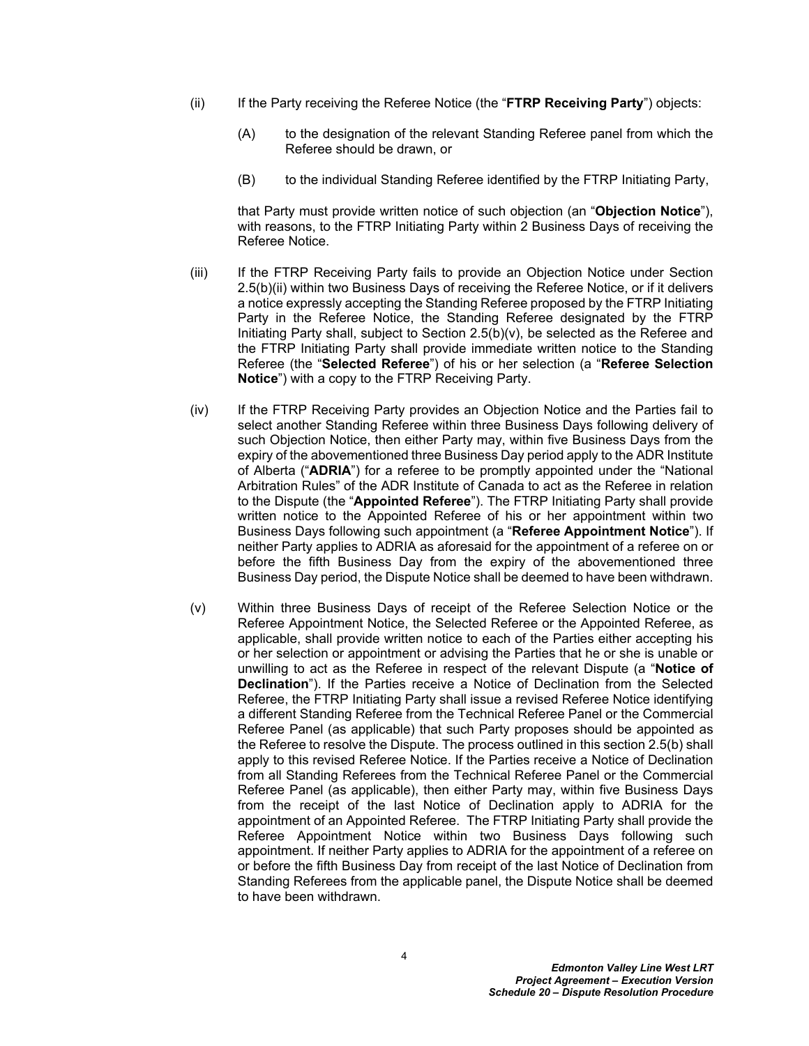(ii) If the Party receiving the Referee Notice (the "**FTRP Receiving Party**") objects:

> (A) to the designation of the relevant Standing Referee panel from which the Referee should be drawn, or
>
> (B) to the individual Standing Referee identified by the FTRP Initiating Party,

that Party must provide written notice of such objection (an "**Objection Notice**"), with reasons, to the FTRP Initiating Party within 2 Business Days of receiving the Referee Notice.

(iii) If the FTRP Receiving Party fails to provide an Objection Notice under Section 2.5(b)(ii) within two Business Days of receiving the Referee Notice, or if it delivers a notice expressly accepting the Standing Referee proposed by the FTRP Initiating Party in the Referee Notice, the Standing Referee designated by the FTRP Initiating Party shall, subject to Section 2.5(b)(v), be selected as the Referee and the FTRP Initiating Party shall provide immediate written notice to the Standing Referee (the "**Selected Referee**") of his or her selection (a "**Referee Selection Notice**") with a copy to the FTRP Receiving Party.

(iv) If the FTRP Receiving Party provides an Objection Notice and the Parties fail to select another Standing Referee within three Business Days following delivery of such Objection Notice, then either Party may, within five Business Days from the expiry of the abovementioned three Business Day period apply to the ADR Institute of Alberta ("**ADRIA**") for a referee to be promptly appointed under the "National Arbitration Rules" of the ADR Institute of Canada to act as the Referee in relation to the Dispute (the "**Appointed Referee**"). The FTRP Initiating Party shall provide written notice to the Appointed Referee of his or her appointment within two Business Days following such appointment (a "**Referee Appointment Notice**"). If neither Party applies to ADRIA as aforesaid for the appointment of a referee on or before the fifth Business Day from the expiry of the abovementioned three Business Day period, the Dispute Notice shall be deemed to have been withdrawn.

(v) Within three Business Days of receipt of the Referee Selection Notice or the Referee Appointment Notice, the Selected Referee or the Appointed Referee, as applicable, shall provide written notice to each of the Parties either accepting his or her selection or appointment or advising the Parties that he or she is unable or unwilling to act as the Referee in respect of the relevant Dispute (a "**Notice of Declination**"). If the Parties receive a Notice of Declination from the Selected Referee, the FTRP Initiating Party shall issue a revised Referee Notice identifying a different Standing Referee from the Technical Referee Panel or the Commercial Referee Panel (as applicable) that such Party proposes should be appointed as the Referee to resolve the Dispute. The process outlined in this section 2.5(b) shall apply to this revised Referee Notice. If the Parties receive a Notice of Declination from all Standing Referees from the Technical Referee Panel or the Commercial Referee Panel (as applicable), then either Party may, within five Business Days from the receipt of the last Notice of Declination apply to ADRIA for the appointment of an Appointed Referee. The FTRP Initiating Party shall provide the Referee Appointment Notice within two Business Days following such appointment. If neither Party applies to ADRIA for the appointment of a referee on or before the fifth Business Day from receipt of the last Notice of Declination from Standing Referees from the applicable panel, the Dispute Notice shall be deemed to have been withdrawn.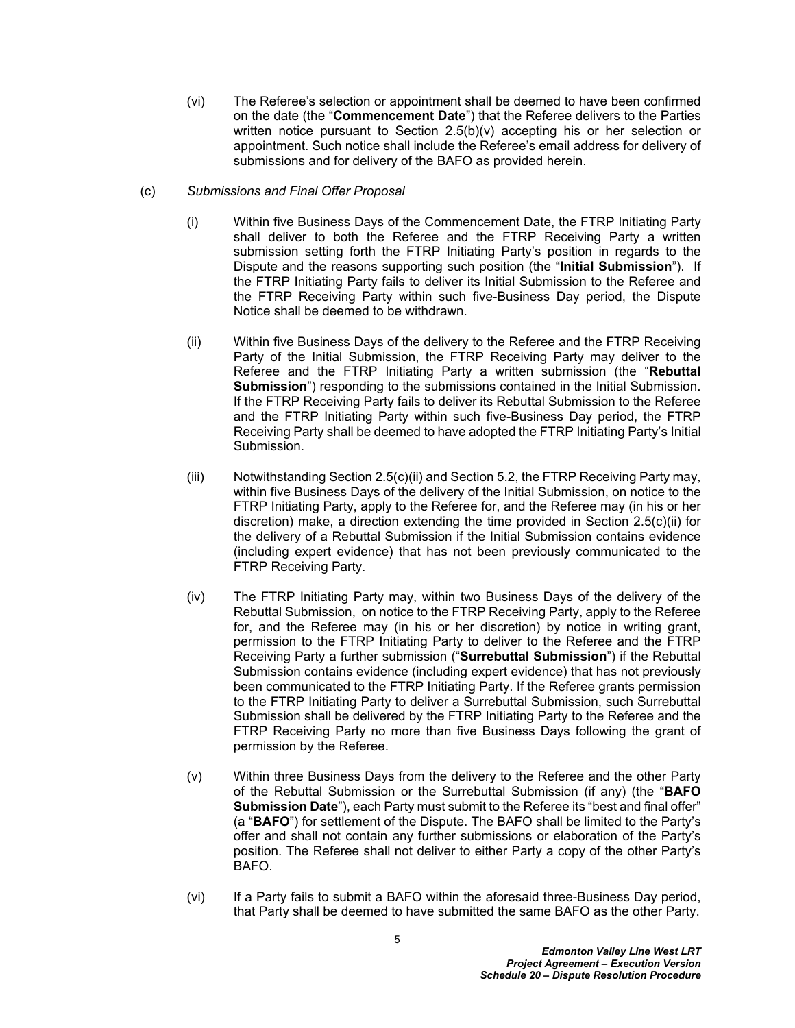(vi) The Referee's selection or appointment shall be deemed to have been confirmed on the date (the "**Commencement Date**") that the Referee delivers to the Parties written notice pursuant to Section 2.5(b)(v) accepting his or her selection or appointment. Such notice shall include the Referee's email address for delivery of submissions and for delivery of the BAFO as provided herein.

(c) *Submissions and Final Offer Proposal*

(i) Within five Business Days of the Commencement Date, the FTRP Initiating Party shall deliver to both the Referee and the FTRP Receiving Party a written submission setting forth the FTRP Initiating Party's position in regards to the Dispute and the reasons supporting such position (the "**Initial Submission**"). If the FTRP Initiating Party fails to deliver its Initial Submission to the Referee and the FTRP Receiving Party within such five-Business Day period, the Dispute Notice shall be deemed to be withdrawn.

(ii) Within five Business Days of the delivery to the Referee and the FTRP Receiving Party of the Initial Submission, the FTRP Receiving Party may deliver to the Referee and the FTRP Initiating Party a written submission (the "**Rebuttal Submission**") responding to the submissions contained in the Initial Submission. If the FTRP Receiving Party fails to deliver its Rebuttal Submission to the Referee and the FTRP Initiating Party within such five-Business Day period, the FTRP Receiving Party shall be deemed to have adopted the FTRP Initiating Party's Initial Submission.

(iii) Notwithstanding Section 2.5(c)(ii) and Section 5.2, the FTRP Receiving Party may, within five Business Days of the delivery of the Initial Submission, on notice to the FTRP Initiating Party, apply to the Referee for, and the Referee may (in his or her discretion) make, a direction extending the time provided in Section 2.5(c)(ii) for the delivery of a Rebuttal Submission if the Initial Submission contains evidence (including expert evidence) that has not been previously communicated to the FTRP Receiving Party.

(iv) The FTRP Initiating Party may, within two Business Days of the delivery of the Rebuttal Submission, on notice to the FTRP Receiving Party, apply to the Referee for, and the Referee may (in his or her discretion) by notice in writing grant, permission to the FTRP Initiating Party to deliver to the Referee and the FTRP Receiving Party a further submission ("**Surrebuttal Submission**") if the Rebuttal Submission contains evidence (including expert evidence) that has not previously been communicated to the FTRP Initiating Party. If the Referee grants permission to the FTRP Initiating Party to deliver a Surrebuttal Submission, such Surrebuttal Submission shall be delivered by the FTRP Initiating Party to the Referee and the FTRP Receiving Party no more than five Business Days following the grant of permission by the Referee.

(v) Within three Business Days from the delivery to the Referee and the other Party of the Rebuttal Submission or the Surrebuttal Submission (if any) (the "**BAFO Submission Date**"), each Party must submit to the Referee its "best and final offer" (a "**BAFO**") for settlement of the Dispute. The BAFO shall be limited to the Party's offer and shall not contain any further submissions or elaboration of the Party's position. The Referee shall not deliver to either Party a copy of the other Party's BAFO.

(vi) If a Party fails to submit a BAFO within the aforesaid three-Business Day period, that Party shall be deemed to have submitted the same BAFO as the other Party.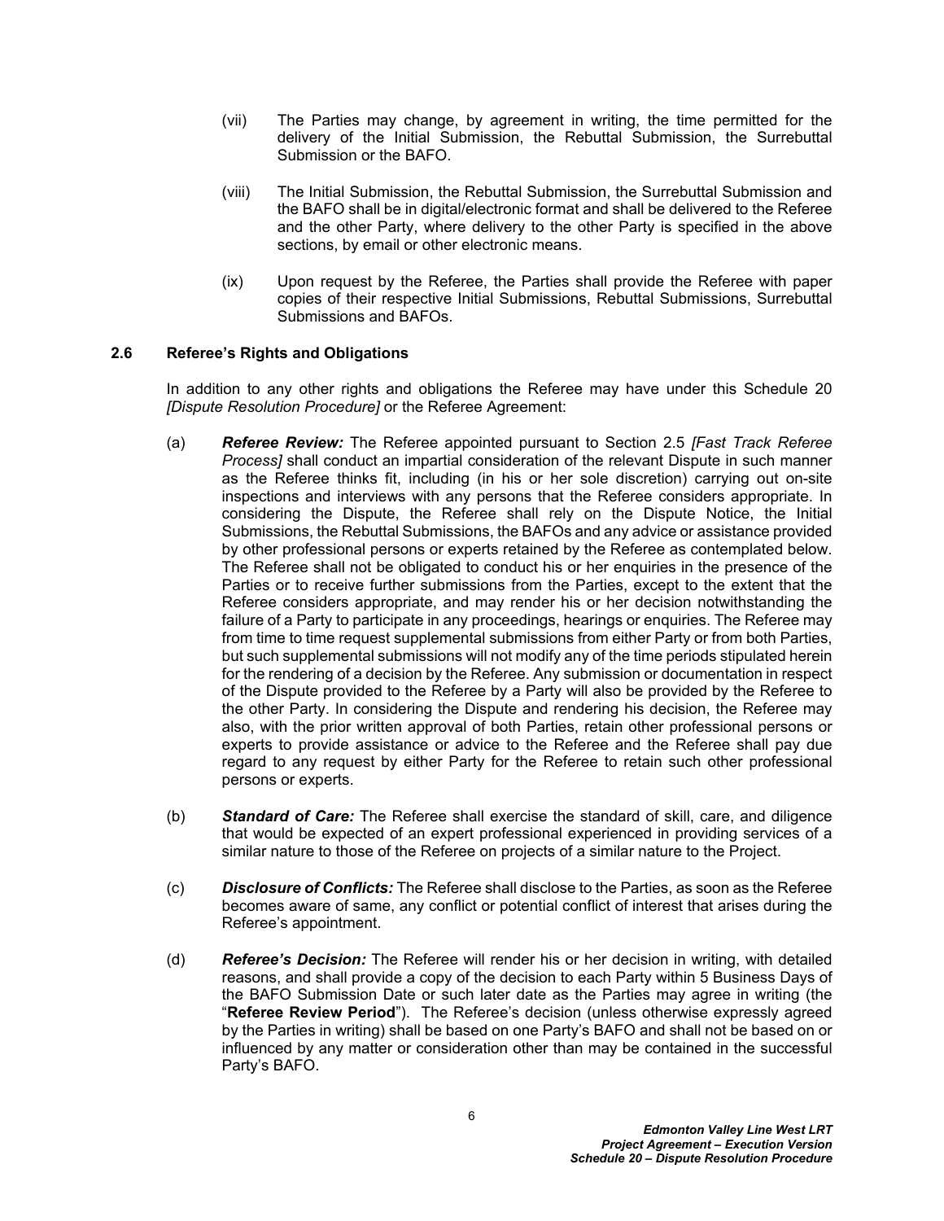(vii) The Parties may change, by agreement in writing, the time permitted for the delivery of the Initial Submission, the Rebuttal Submission, the Surrebuttal Submission or the BAFO.

(viii) The Initial Submission, the Rebuttal Submission, the Surrebuttal Submission and the BAFO shall be in digital/electronic format and shall be delivered to the Referee and the other Party, where delivery to the other Party is specified in the above sections, by email or other electronic means.

(ix) Upon request by the Referee, the Parties shall provide the Referee with paper copies of their respective Initial Submissions, Rebuttal Submissions, Surrebuttal Submissions and BAFOs.

### 2.6 Referee's Rights and Obligations

In addition to any other rights and obligations the Referee may have under this Schedule 20 *[Dispute Resolution Procedure]* or the Referee Agreement:

(a) ***Referee Review:*** The Referee appointed pursuant to Section 2.5 *[Fast Track Referee Process]* shall conduct an impartial consideration of the relevant Dispute in such manner as the Referee thinks fit, including (in his or her sole discretion) carrying out on-site inspections and interviews with any persons that the Referee considers appropriate. In considering the Dispute, the Referee shall rely on the Dispute Notice, the Initial Submissions, the Rebuttal Submissions, the BAFOs and any advice or assistance provided by other professional persons or experts retained by the Referee as contemplated below. The Referee shall not be obligated to conduct his or her enquiries in the presence of the Parties or to receive further submissions from the Parties, except to the extent that the Referee considers appropriate, and may render his or her decision notwithstanding the failure of a Party to participate in any proceedings, hearings or enquiries. The Referee may from time to time request supplemental submissions from either Party or from both Parties, but such supplemental submissions will not modify any of the time periods stipulated herein for the rendering of a decision by the Referee. Any submission or documentation in respect of the Dispute provided to the Referee by a Party will also be provided by the Referee to the other Party. In considering the Dispute and rendering his decision, the Referee may also, with the prior written approval of both Parties, retain other professional persons or experts to provide assistance or advice to the Referee and the Referee shall pay due regard to any request by either Party for the Referee to retain such other professional persons or experts.

(b) ***Standard of Care:*** The Referee shall exercise the standard of skill, care, and diligence that would be expected of an expert professional experienced in providing services of a similar nature to those of the Referee on projects of a similar nature to the Project.

(c) ***Disclosure of Conflicts:*** The Referee shall disclose to the Parties, as soon as the Referee becomes aware of same, any conflict or potential conflict of interest that arises during the Referee's appointment.

(d) ***Referee's Decision:*** The Referee will render his or her decision in writing, with detailed reasons, and shall provide a copy of the decision to each Party within 5 Business Days of the BAFO Submission Date or such later date as the Parties may agree in writing (the "**Referee Review Period**"). The Referee's decision (unless otherwise expressly agreed by the Parties in writing) shall be based on one Party's BAFO and shall not be based on or influenced by any matter or consideration other than may be contained in the successful Party's BAFO.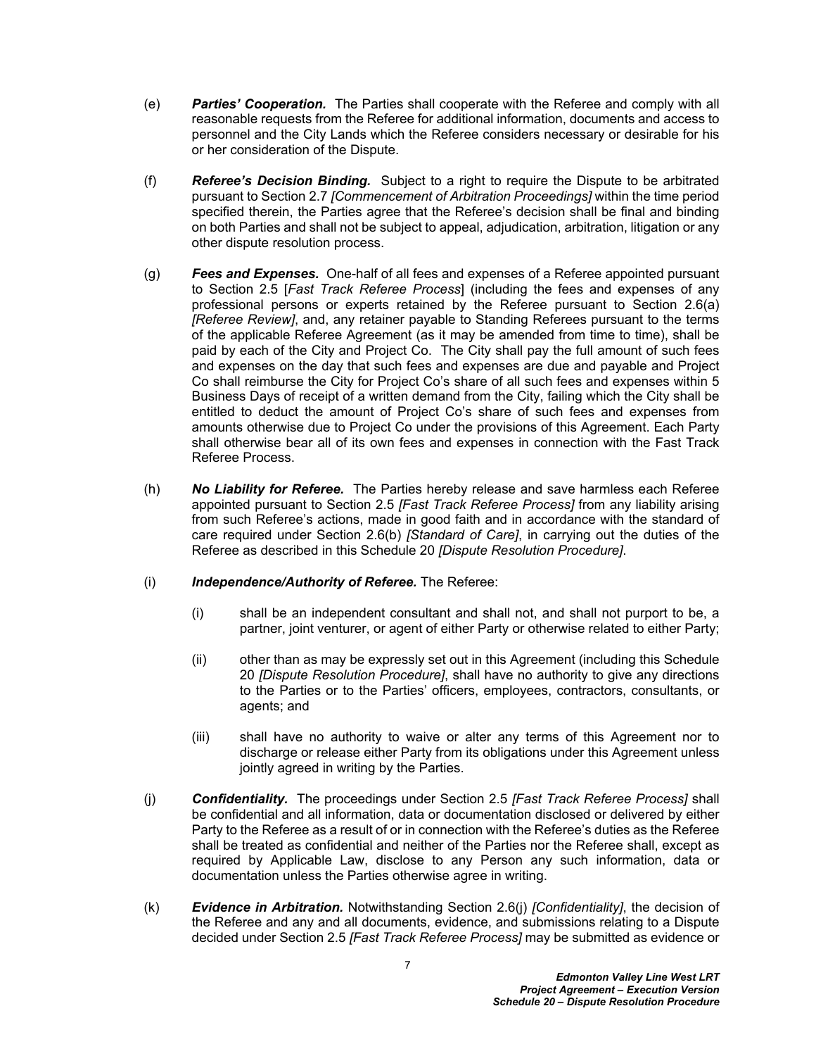(e) ***Parties' Cooperation.*** The Parties shall cooperate with the Referee and comply with all reasonable requests from the Referee for additional information, documents and access to personnel and the City Lands which the Referee considers necessary or desirable for his or her consideration of the Dispute.

(f) ***Referee's Decision Binding.*** Subject to a right to require the Dispute to be arbitrated pursuant to Section 2.7 *[Commencement of Arbitration Proceedings]* within the time period specified therein, the Parties agree that the Referee's decision shall be final and binding on both Parties and shall not be subject to appeal, adjudication, arbitration, litigation or any other dispute resolution process.

(g) ***Fees and Expenses.*** One-half of all fees and expenses of a Referee appointed pursuant to Section 2.5 [*Fast Track Referee Process*] (including the fees and expenses of any professional persons or experts retained by the Referee pursuant to Section 2.6(a) *[Referee Review]*, and, any retainer payable to Standing Referees pursuant to the terms of the applicable Referee Agreement (as it may be amended from time to time), shall be paid by each of the City and Project Co. The City shall pay the full amount of such fees and expenses on the day that such fees and expenses are due and payable and Project Co shall reimburse the City for Project Co's share of all such fees and expenses within 5 Business Days of receipt of a written demand from the City, failing which the City shall be entitled to deduct the amount of Project Co's share of such fees and expenses from amounts otherwise due to Project Co under the provisions of this Agreement. Each Party shall otherwise bear all of its own fees and expenses in connection with the Fast Track Referee Process.

(h) ***No Liability for Referee.*** The Parties hereby release and save harmless each Referee appointed pursuant to Section 2.5 *[Fast Track Referee Process]* from any liability arising from such Referee's actions, made in good faith and in accordance with the standard of care required under Section 2.6(b) *[Standard of Care]*, in carrying out the duties of the Referee as described in this Schedule 20 *[Dispute Resolution Procedure]*.

(i) ***Independence/Authority of Referee.*** The Referee:

(i) shall be an independent consultant and shall not, and shall not purport to be, a partner, joint venturer, or agent of either Party or otherwise related to either Party;

(ii) other than as may be expressly set out in this Agreement (including this Schedule 20 *[Dispute Resolution Procedure]*, shall have no authority to give any directions to the Parties or to the Parties' officers, employees, contractors, consultants, or agents; and

(iii) shall have no authority to waive or alter any terms of this Agreement nor to discharge or release either Party from its obligations under this Agreement unless jointly agreed in writing by the Parties.

(j) ***Confidentiality.*** The proceedings under Section 2.5 *[Fast Track Referee Process]* shall be confidential and all information, data or documentation disclosed or delivered by either Party to the Referee as a result of or in connection with the Referee's duties as the Referee shall be treated as confidential and neither of the Parties nor the Referee shall, except as required by Applicable Law, disclose to any Person any such information, data or documentation unless the Parties otherwise agree in writing.

(k) ***Evidence in Arbitration.*** Notwithstanding Section 2.6(j) *[Confidentiality]*, the decision of the Referee and any and all documents, evidence, and submissions relating to a Dispute decided under Section 2.5 *[Fast Track Referee Process]* may be submitted as evidence or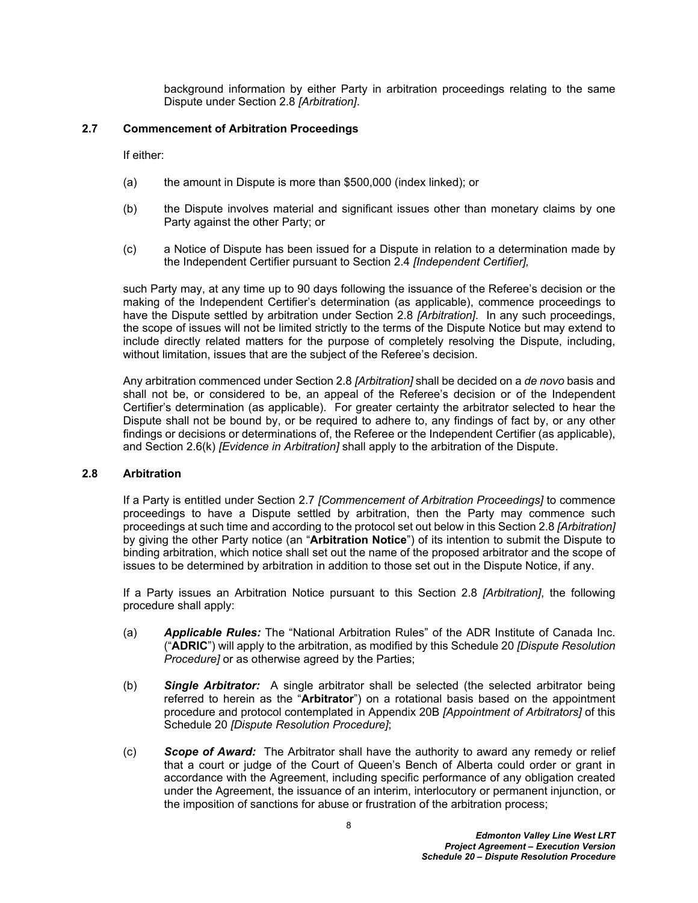background information by either Party in arbitration proceedings relating to the same Dispute under Section 2.8 *[Arbitration]*.

### 2.7 Commencement of Arbitration Proceedings

If either:

(a) the amount in Dispute is more than $500,000 (index linked); or

(b) the Dispute involves material and significant issues other than monetary claims by one Party against the other Party; or

(c) a Notice of Dispute has been issued for a Dispute in relation to a determination made by the Independent Certifier pursuant to Section 2.4 *[Independent Certifier],*

such Party may, at any time up to 90 days following the issuance of the Referee's decision or the making of the Independent Certifier's determination (as applicable), commence proceedings to have the Dispute settled by arbitration under Section 2.8 *[Arbitration]*. In any such proceedings, the scope of issues will not be limited strictly to the terms of the Dispute Notice but may extend to include directly related matters for the purpose of completely resolving the Dispute, including, without limitation, issues that are the subject of the Referee's decision.

Any arbitration commenced under Section 2.8 *[Arbitration]* shall be decided on a *de novo* basis and shall not be, or considered to be, an appeal of the Referee's decision or of the Independent Certifier's determination (as applicable). For greater certainty the arbitrator selected to hear the Dispute shall not be bound by, or be required to adhere to, any findings of fact by, or any other findings or decisions or determinations of, the Referee or the Independent Certifier (as applicable), and Section 2.6(k) *[Evidence in Arbitration]* shall apply to the arbitration of the Dispute.

### 2.8 Arbitration

If a Party is entitled under Section 2.7 *[Commencement of Arbitration Proceedings]* to commence proceedings to have a Dispute settled by arbitration, then the Party may commence such proceedings at such time and according to the protocol set out below in this Section 2.8 *[Arbitration]* by giving the other Party notice (an "**Arbitration Notice**") of its intention to submit the Dispute to binding arbitration, which notice shall set out the name of the proposed arbitrator and the scope of issues to be determined by arbitration in addition to those set out in the Dispute Notice, if any.

If a Party issues an Arbitration Notice pursuant to this Section 2.8 *[Arbitration]*, the following procedure shall apply:

(a) ***Applicable Rules:*** The "National Arbitration Rules" of the ADR Institute of Canada Inc. ("**ADRIC**") will apply to the arbitration, as modified by this Schedule 20 *[Dispute Resolution Procedure]* or as otherwise agreed by the Parties;

(b) ***Single Arbitrator:*** A single arbitrator shall be selected (the selected arbitrator being referred to herein as the "**Arbitrator**") on a rotational basis based on the appointment procedure and protocol contemplated in Appendix 20B *[Appointment of Arbitrators]* of this Schedule 20 *[Dispute Resolution Procedure]*;

(c) ***Scope of Award:*** The Arbitrator shall have the authority to award any remedy or relief that a court or judge of the Court of Queen's Bench of Alberta could order or grant in accordance with the Agreement, including specific performance of any obligation created under the Agreement, the issuance of an interim, interlocutory or permanent injunction, or the imposition of sanctions for abuse or frustration of the arbitration process;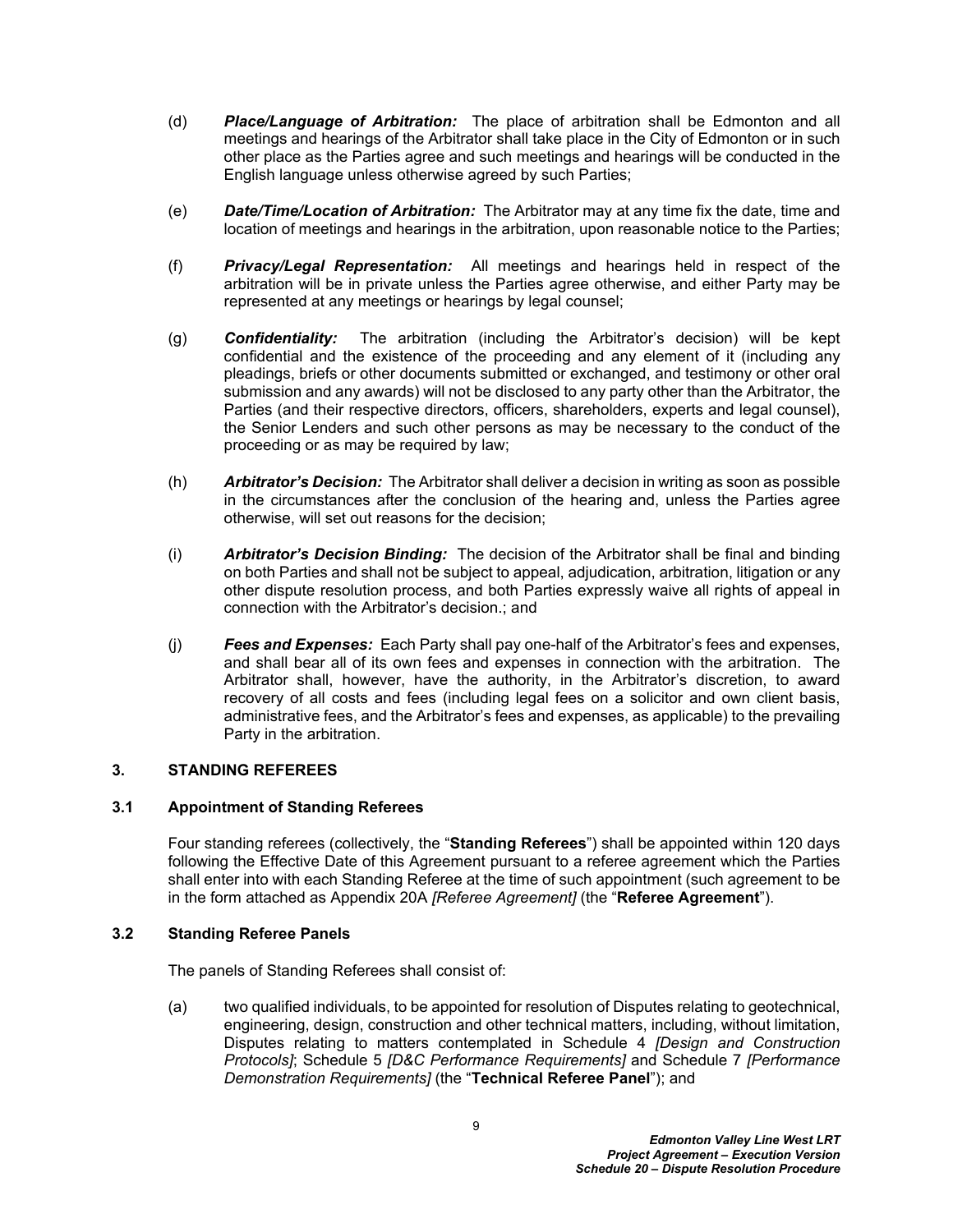(d) ***Place/Language of Arbitration:*** The place of arbitration shall be Edmonton and all meetings and hearings of the Arbitrator shall take place in the City of Edmonton or in such other place as the Parties agree and such meetings and hearings will be conducted in the English language unless otherwise agreed by such Parties;

(e) ***Date/Time/Location of Arbitration:*** The Arbitrator may at any time fix the date, time and location of meetings and hearings in the arbitration, upon reasonable notice to the Parties;

(f) ***Privacy/Legal Representation:*** All meetings and hearings held in respect of the arbitration will be in private unless the Parties agree otherwise, and either Party may be represented at any meetings or hearings by legal counsel;

(g) ***Confidentiality:*** The arbitration (including the Arbitrator's decision) will be kept confidential and the existence of the proceeding and any element of it (including any pleadings, briefs or other documents submitted or exchanged, and testimony or other oral submission and any awards) will not be disclosed to any party other than the Arbitrator, the Parties (and their respective directors, officers, shareholders, experts and legal counsel), the Senior Lenders and such other persons as may be necessary to the conduct of the proceeding or as may be required by law;

(h) ***Arbitrator's Decision:*** The Arbitrator shall deliver a decision in writing as soon as possible in the circumstances after the conclusion of the hearing and, unless the Parties agree otherwise, will set out reasons for the decision;

(i) ***Arbitrator's Decision Binding:*** The decision of the Arbitrator shall be final and binding on both Parties and shall not be subject to appeal, adjudication, arbitration, litigation or any other dispute resolution process, and both Parties expressly waive all rights of appeal in connection with the Arbitrator's decision.; and

(j) ***Fees and Expenses:*** Each Party shall pay one-half of the Arbitrator's fees and expenses, and shall bear all of its own fees and expenses in connection with the arbitration. The Arbitrator shall, however, have the authority, in the Arbitrator's discretion, to award recovery of all costs and fees (including legal fees on a solicitor and own client basis, administrative fees, and the Arbitrator's fees and expenses, as applicable) to the prevailing Party in the arbitration.

## 3. STANDING REFEREES

### 3.1 Appointment of Standing Referees

Four standing referees (collectively, the "**Standing Referees**") shall be appointed within 120 days following the Effective Date of this Agreement pursuant to a referee agreement which the Parties shall enter into with each Standing Referee at the time of such appointment (such agreement to be in the form attached as Appendix 20A *[Referee Agreement]* (the "**Referee Agreement**").

### 3.2 Standing Referee Panels

The panels of Standing Referees shall consist of:

(a) two qualified individuals, to be appointed for resolution of Disputes relating to geotechnical, engineering, design, construction and other technical matters, including, without limitation, Disputes relating to matters contemplated in Schedule 4 *[Design and Construction Protocols]*; Schedule 5 *[D&C Performance Requirements]* and Schedule 7 *[Performance Demonstration Requirements]* (the "**Technical Referee Panel**"); and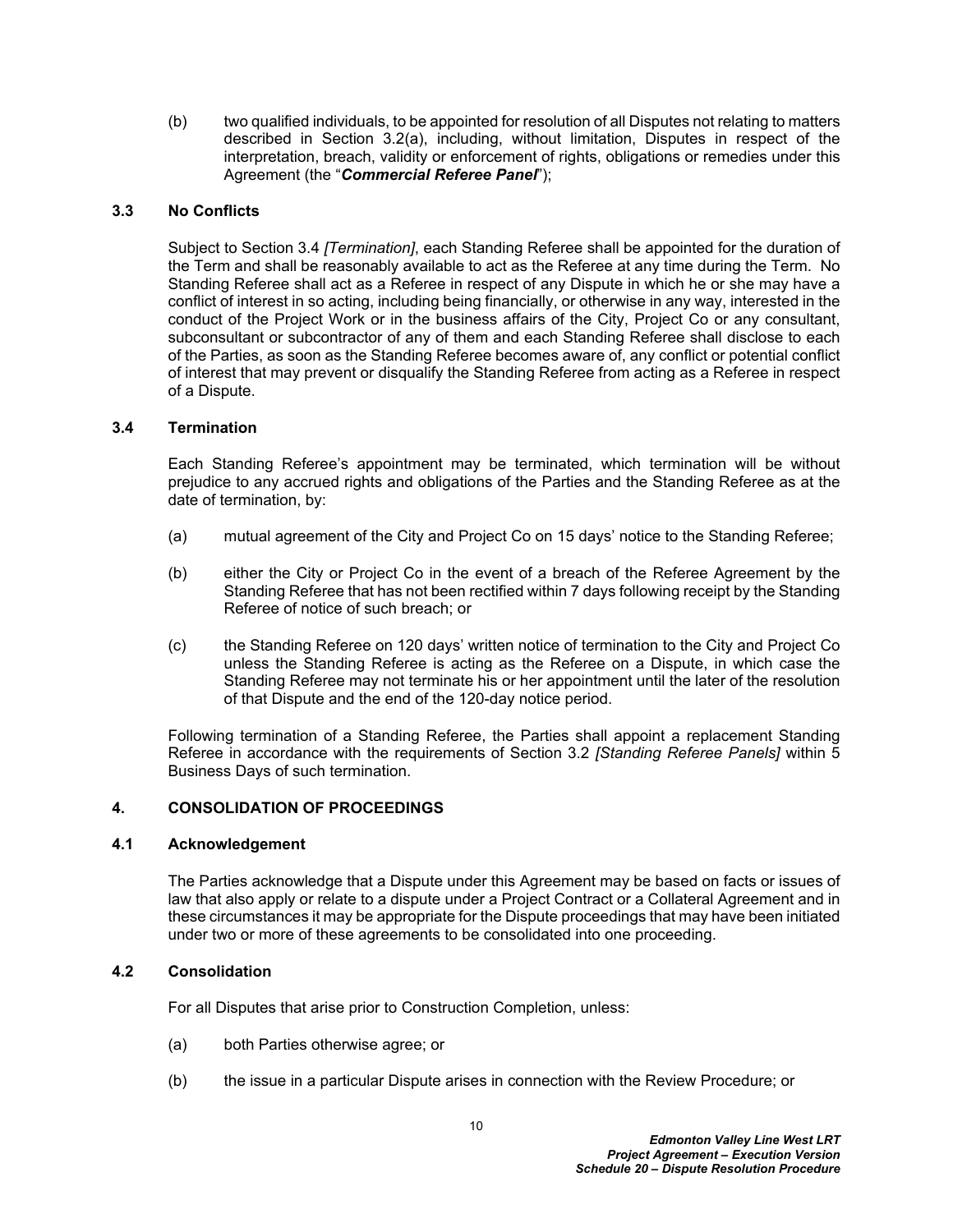(b) two qualified individuals, to be appointed for resolution of all Disputes not relating to matters described in Section 3.2(a), including, without limitation, Disputes in respect of the interpretation, breach, validity or enforcement of rights, obligations or remedies under this Agreement (the "***Commercial Referee Panel***");

### 3.3 No Conflicts

Subject to Section 3.4 *[Termination]*, each Standing Referee shall be appointed for the duration of the Term and shall be reasonably available to act as the Referee at any time during the Term. No Standing Referee shall act as a Referee in respect of any Dispute in which he or she may have a conflict of interest in so acting, including being financially, or otherwise in any way, interested in the conduct of the Project Work or in the business affairs of the City, Project Co or any consultant, subconsultant or subcontractor of any of them and each Standing Referee shall disclose to each of the Parties, as soon as the Standing Referee becomes aware of, any conflict or potential conflict of interest that may prevent or disqualify the Standing Referee from acting as a Referee in respect of a Dispute.

### 3.4 Termination

Each Standing Referee's appointment may be terminated, which termination will be without prejudice to any accrued rights and obligations of the Parties and the Standing Referee as at the date of termination, by:

(a) mutual agreement of the City and Project Co on 15 days' notice to the Standing Referee;

(b) either the City or Project Co in the event of a breach of the Referee Agreement by the Standing Referee that has not been rectified within 7 days following receipt by the Standing Referee of notice of such breach; or

(c) the Standing Referee on 120 days' written notice of termination to the City and Project Co unless the Standing Referee is acting as the Referee on a Dispute, in which case the Standing Referee may not terminate his or her appointment until the later of the resolution of that Dispute and the end of the 120-day notice period.

Following termination of a Standing Referee, the Parties shall appoint a replacement Standing Referee in accordance with the requirements of Section 3.2 *[Standing Referee Panels]* within 5 Business Days of such termination.

## 4. CONSOLIDATION OF PROCEEDINGS

### 4.1 Acknowledgement

The Parties acknowledge that a Dispute under this Agreement may be based on facts or issues of law that also apply or relate to a dispute under a Project Contract or a Collateral Agreement and in these circumstances it may be appropriate for the Dispute proceedings that may have been initiated under two or more of these agreements to be consolidated into one proceeding.

### 4.2 Consolidation

For all Disputes that arise prior to Construction Completion, unless:

(a) both Parties otherwise agree; or

(b) the issue in a particular Dispute arises in connection with the Review Procedure; or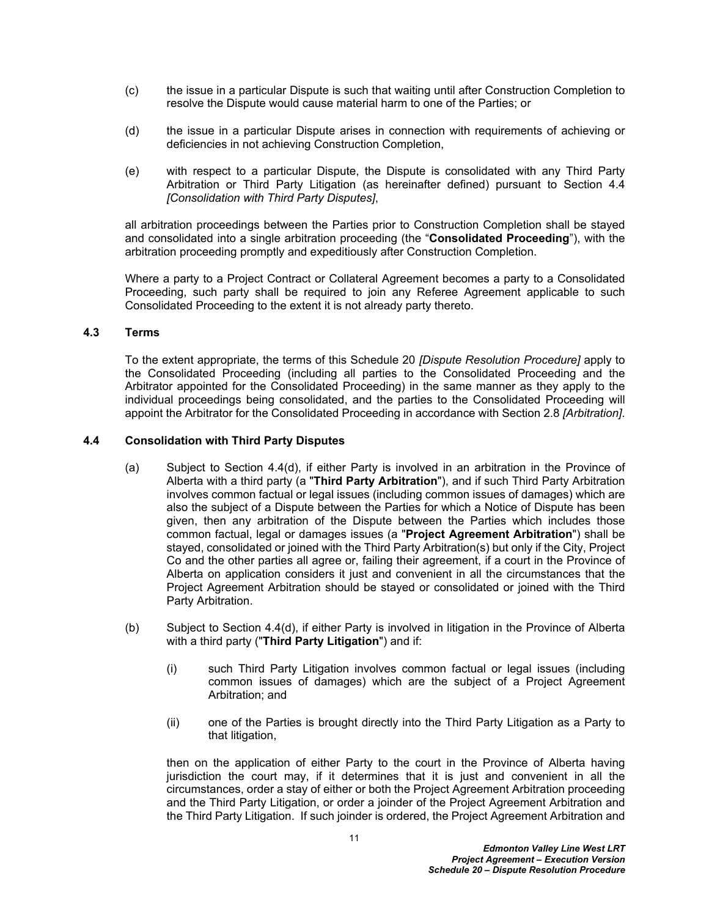(c) the issue in a particular Dispute is such that waiting until after Construction Completion to resolve the Dispute would cause material harm to one of the Parties; or

(d) the issue in a particular Dispute arises in connection with requirements of achieving or deficiencies in not achieving Construction Completion,

(e) with respect to a particular Dispute, the Dispute is consolidated with any Third Party Arbitration or Third Party Litigation (as hereinafter defined) pursuant to Section 4.4 *[Consolidation with Third Party Disputes]*,

all arbitration proceedings between the Parties prior to Construction Completion shall be stayed and consolidated into a single arbitration proceeding (the "**Consolidated Proceeding**"), with the arbitration proceeding promptly and expeditiously after Construction Completion.

Where a party to a Project Contract or Collateral Agreement becomes a party to a Consolidated Proceeding, such party shall be required to join any Referee Agreement applicable to such Consolidated Proceeding to the extent it is not already party thereto.

### 4.3 Terms

To the extent appropriate, the terms of this Schedule 20 *[Dispute Resolution Procedure]* apply to the Consolidated Proceeding (including all parties to the Consolidated Proceeding and the Arbitrator appointed for the Consolidated Proceeding) in the same manner as they apply to the individual proceedings being consolidated, and the parties to the Consolidated Proceeding will appoint the Arbitrator for the Consolidated Proceeding in accordance with Section 2.8 *[Arbitration]*.

### 4.4 Consolidation with Third Party Disputes

(a) Subject to Section 4.4(d), if either Party is involved in an arbitration in the Province of Alberta with a third party (a "**Third Party Arbitration**"), and if such Third Party Arbitration involves common factual or legal issues (including common issues of damages) which are also the subject of a Dispute between the Parties for which a Notice of Dispute has been given, then any arbitration of the Dispute between the Parties which includes those common factual, legal or damages issues (a "**Project Agreement Arbitration**") shall be stayed, consolidated or joined with the Third Party Arbitration(s) but only if the City, Project Co and the other parties all agree or, failing their agreement, if a court in the Province of Alberta on application considers it just and convenient in all the circumstances that the Project Agreement Arbitration should be stayed or consolidated or joined with the Third Party Arbitration.

(b) Subject to Section 4.4(d), if either Party is involved in litigation in the Province of Alberta with a third party ("**Third Party Litigation**") and if:

  (i) such Third Party Litigation involves common factual or legal issues (including common issues of damages) which are the subject of a Project Agreement Arbitration; and

  (ii) one of the Parties is brought directly into the Third Party Litigation as a Party to that litigation,

then on the application of either Party to the court in the Province of Alberta having jurisdiction the court may, if it determines that it is just and convenient in all the circumstances, order a stay of either or both the Project Agreement Arbitration proceeding and the Third Party Litigation, or order a joinder of the Project Agreement Arbitration and the Third Party Litigation. If such joinder is ordered, the Project Agreement Arbitration and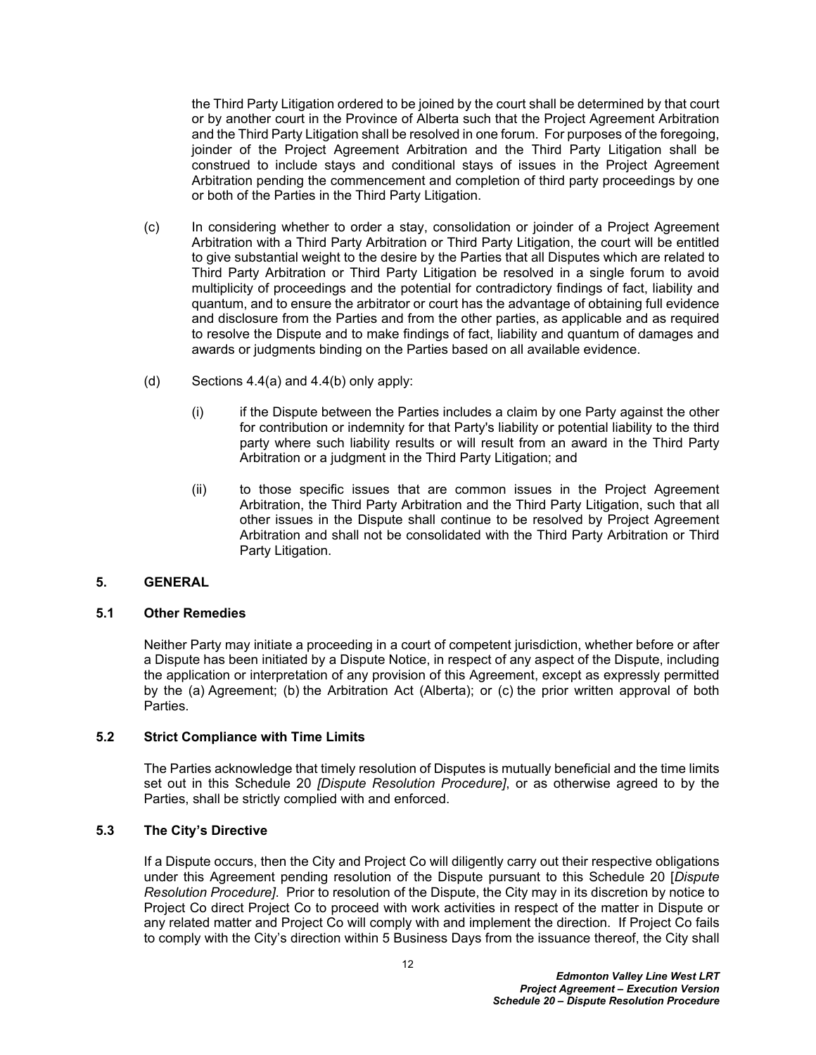the Third Party Litigation ordered to be joined by the court shall be determined by that court or by another court in the Province of Alberta such that the Project Agreement Arbitration and the Third Party Litigation shall be resolved in one forum. For purposes of the foregoing, joinder of the Project Agreement Arbitration and the Third Party Litigation shall be construed to include stays and conditional stays of issues in the Project Agreement Arbitration pending the commencement and completion of third party proceedings by one or both of the Parties in the Third Party Litigation.

(c) In considering whether to order a stay, consolidation or joinder of a Project Agreement Arbitration with a Third Party Arbitration or Third Party Litigation, the court will be entitled to give substantial weight to the desire by the Parties that all Disputes which are related to Third Party Arbitration or Third Party Litigation be resolved in a single forum to avoid multiplicity of proceedings and the potential for contradictory findings of fact, liability and quantum, and to ensure the arbitrator or court has the advantage of obtaining full evidence and disclosure from the Parties and from the other parties, as applicable and as required to resolve the Dispute and to make findings of fact, liability and quantum of damages and awards or judgments binding on the Parties based on all available evidence.

(d) Sections 4.4(a) and 4.4(b) only apply:

(i) if the Dispute between the Parties includes a claim by one Party against the other for contribution or indemnity for that Party's liability or potential liability to the third party where such liability results or will result from an award in the Third Party Arbitration or a judgment in the Third Party Litigation; and

(ii) to those specific issues that are common issues in the Project Agreement Arbitration, the Third Party Arbitration and the Third Party Litigation, such that all other issues in the Dispute shall continue to be resolved by Project Agreement Arbitration and shall not be consolidated with the Third Party Arbitration or Third Party Litigation.

## 5. GENERAL

### 5.1 Other Remedies

Neither Party may initiate a proceeding in a court of competent jurisdiction, whether before or after a Dispute has been initiated by a Dispute Notice, in respect of any aspect of the Dispute, including the application or interpretation of any provision of this Agreement, except as expressly permitted by the (a) Agreement; (b) the Arbitration Act (Alberta); or (c) the prior written approval of both Parties.

### 5.2 Strict Compliance with Time Limits

The Parties acknowledge that timely resolution of Disputes is mutually beneficial and the time limits set out in this Schedule 20 *[Dispute Resolution Procedure]*, or as otherwise agreed to by the Parties, shall be strictly complied with and enforced.

### 5.3 The City's Directive

If a Dispute occurs, then the City and Project Co will diligently carry out their respective obligations under this Agreement pending resolution of the Dispute pursuant to this Schedule 20 [*Dispute Resolution Procedure]*. Prior to resolution of the Dispute, the City may in its discretion by notice to Project Co direct Project Co to proceed with work activities in respect of the matter in Dispute or any related matter and Project Co will comply with and implement the direction. If Project Co fails to comply with the City's direction within 5 Business Days from the issuance thereof, the City shall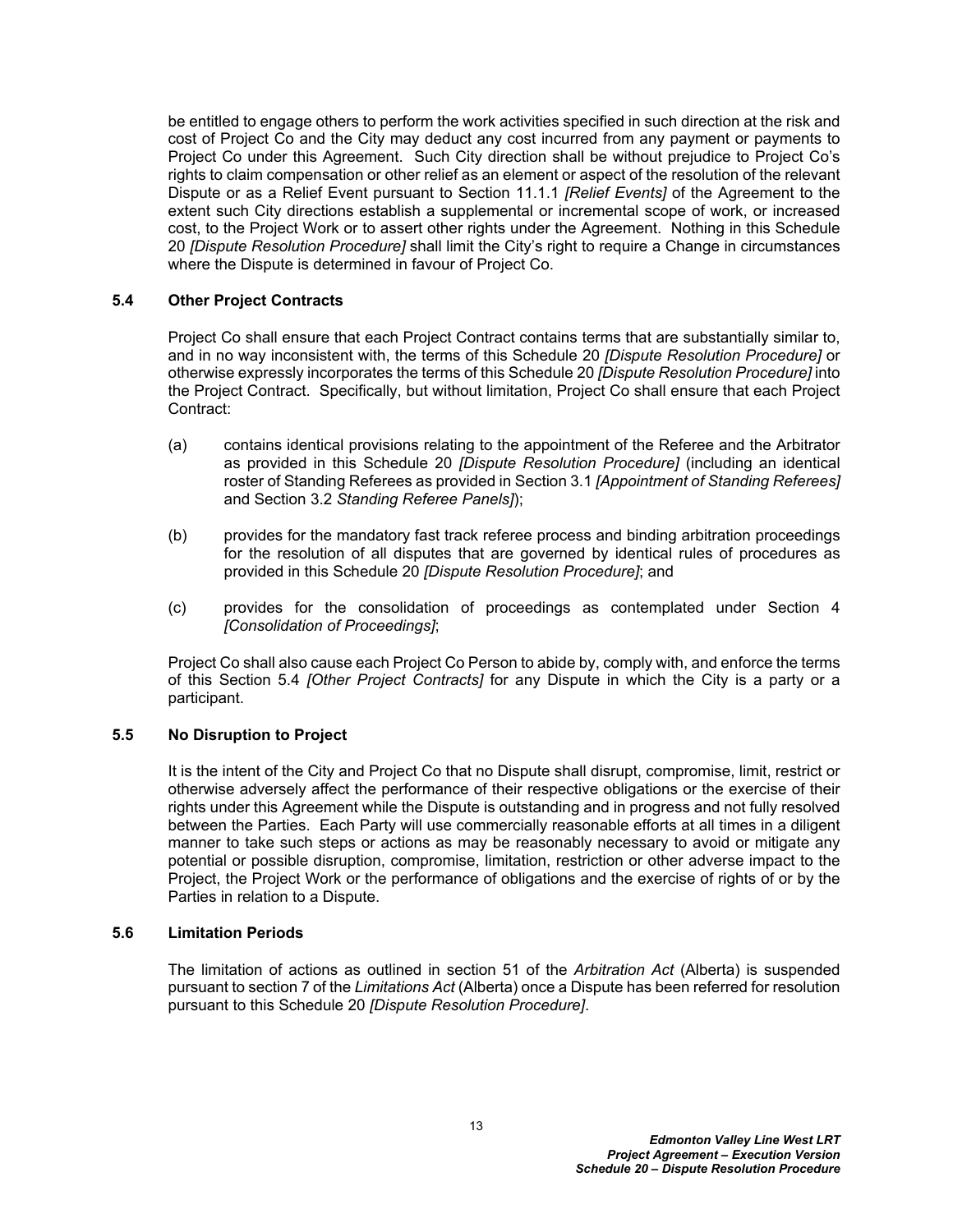be entitled to engage others to perform the work activities specified in such direction at the risk and cost of Project Co and the City may deduct any cost incurred from any payment or payments to Project Co under this Agreement. Such City direction shall be without prejudice to Project Co's rights to claim compensation or other relief as an element or aspect of the resolution of the relevant Dispute or as a Relief Event pursuant to Section 11.1.1 *[Relief Events]* of the Agreement to the extent such City directions establish a supplemental or incremental scope of work, or increased cost, to the Project Work or to assert other rights under the Agreement. Nothing in this Schedule 20 *[Dispute Resolution Procedure]* shall limit the City's right to require a Change in circumstances where the Dispute is determined in favour of Project Co.

### 5.4 Other Project Contracts

Project Co shall ensure that each Project Contract contains terms that are substantially similar to, and in no way inconsistent with, the terms of this Schedule 20 *[Dispute Resolution Procedure]* or otherwise expressly incorporates the terms of this Schedule 20 *[Dispute Resolution Procedure]* into the Project Contract. Specifically, but without limitation, Project Co shall ensure that each Project Contract:

(a) contains identical provisions relating to the appointment of the Referee and the Arbitrator as provided in this Schedule 20 *[Dispute Resolution Procedure]* (including an identical roster of Standing Referees as provided in Section 3.1 *[Appointment of Standing Referees]* and Section 3.2 *Standing Referee Panels]*);

(b) provides for the mandatory fast track referee process and binding arbitration proceedings for the resolution of all disputes that are governed by identical rules of procedures as provided in this Schedule 20 *[Dispute Resolution Procedure]*; and

(c) provides for the consolidation of proceedings as contemplated under Section 4 *[Consolidation of Proceedings]*;

Project Co shall also cause each Project Co Person to abide by, comply with, and enforce the terms of this Section 5.4 *[Other Project Contracts]* for any Dispute in which the City is a party or a participant.

### 5.5 No Disruption to Project

It is the intent of the City and Project Co that no Dispute shall disrupt, compromise, limit, restrict or otherwise adversely affect the performance of their respective obligations or the exercise of their rights under this Agreement while the Dispute is outstanding and in progress and not fully resolved between the Parties. Each Party will use commercially reasonable efforts at all times in a diligent manner to take such steps or actions as may be reasonably necessary to avoid or mitigate any potential or possible disruption, compromise, limitation, restriction or other adverse impact to the Project, the Project Work or the performance of obligations and the exercise of rights of or by the Parties in relation to a Dispute.

### 5.6 Limitation Periods

The limitation of actions as outlined in section 51 of the *Arbitration Act* (Alberta) is suspended pursuant to section 7 of the *Limitations Act* (Alberta) once a Dispute has been referred for resolution pursuant to this Schedule 20 *[Dispute Resolution Procedure]*.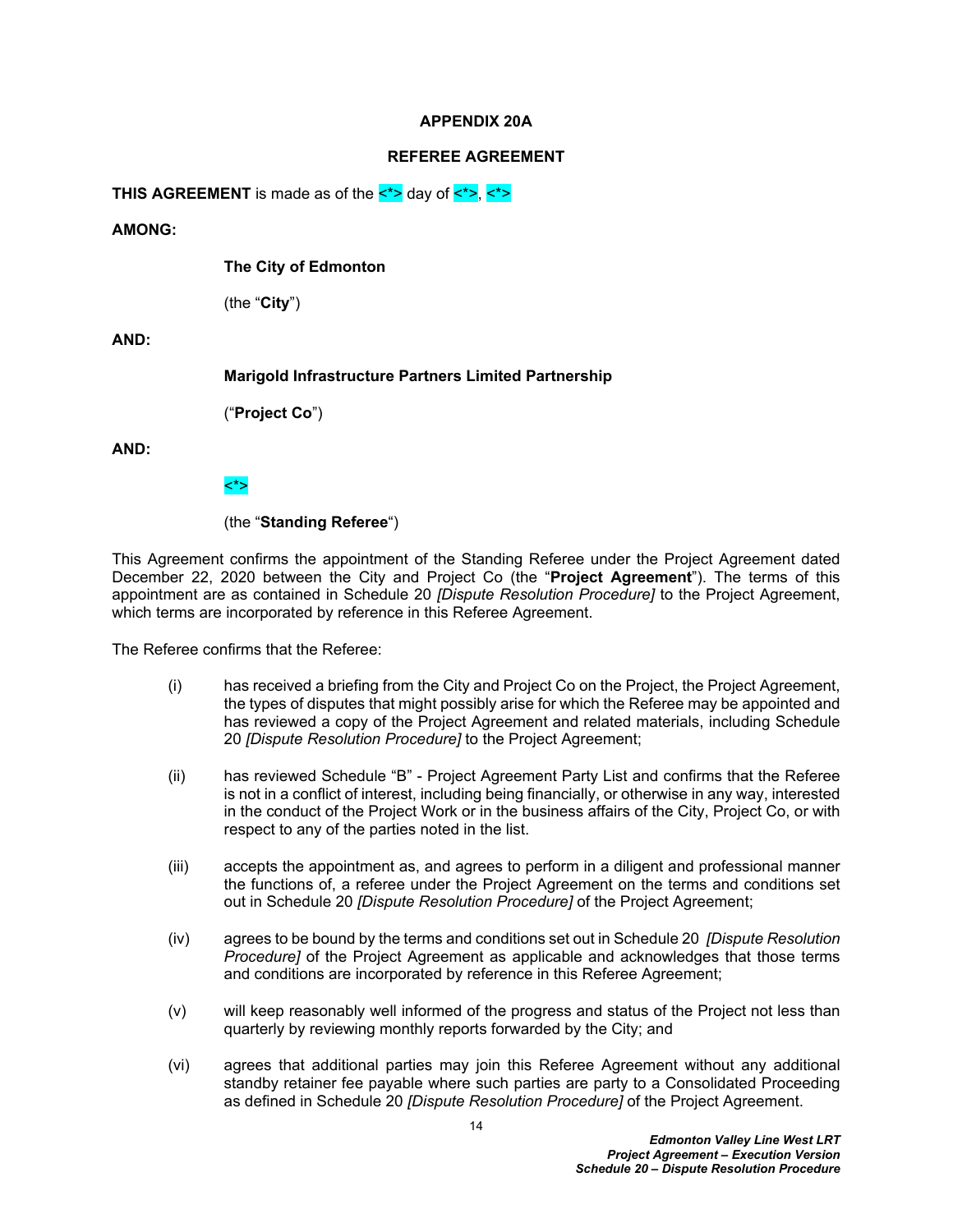# APPENDIX 20A

## REFEREE AGREEMENT

**THIS AGREEMENT** is made as of the <*> day of <*>, <*>

**AMONG:**

**The City of Edmonton**

(the "**City**")

**AND:**

**Marigold Infrastructure Partners Limited Partnership**

("**Project Co**")

**AND:**

<*>

(the "**Standing Referee**")

This Agreement confirms the appointment of the Standing Referee under the Project Agreement dated December 22, 2020 between the City and Project Co (the "**Project Agreement**"). The terms of this appointment are as contained in Schedule 20 *[Dispute Resolution Procedure]* to the Project Agreement, which terms are incorporated by reference in this Referee Agreement.

The Referee confirms that the Referee:

(i) has received a briefing from the City and Project Co on the Project, the Project Agreement, the types of disputes that might possibly arise for which the Referee may be appointed and has reviewed a copy of the Project Agreement and related materials, including Schedule 20 *[Dispute Resolution Procedure]* to the Project Agreement;

(ii) has reviewed Schedule "B" - Project Agreement Party List and confirms that the Referee is not in a conflict of interest, including being financially, or otherwise in any way, interested in the conduct of the Project Work or in the business affairs of the City, Project Co, or with respect to any of the parties noted in the list.

(iii) accepts the appointment as, and agrees to perform in a diligent and professional manner the functions of, a referee under the Project Agreement on the terms and conditions set out in Schedule 20 *[Dispute Resolution Procedure]* of the Project Agreement;

(iv) agrees to be bound by the terms and conditions set out in Schedule 20 *[Dispute Resolution Procedure]* of the Project Agreement as applicable and acknowledges that those terms and conditions are incorporated by reference in this Referee Agreement;

(v) will keep reasonably well informed of the progress and status of the Project not less than quarterly by reviewing monthly reports forwarded by the City; and

(vi) agrees that additional parties may join this Referee Agreement without any additional standby retainer fee payable where such parties are party to a Consolidated Proceeding as defined in Schedule 20 *[Dispute Resolution Procedure]* of the Project Agreement.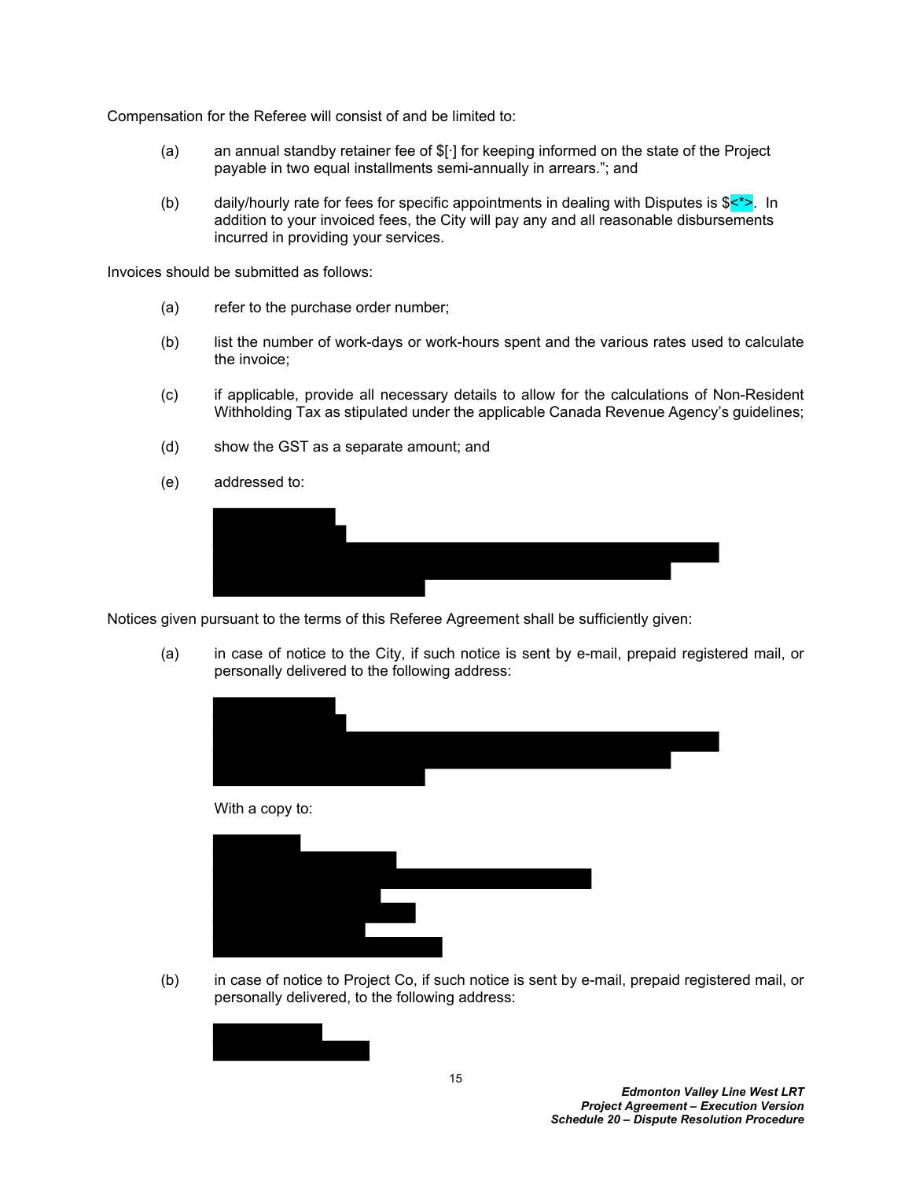Compensation for the Referee will consist of and be limited to:

(a) an annual standby retainer fee of $[·] for keeping informed on the state of the Project payable in two equal installments semi-annually in arrears."; and

(b) daily/hourly rate for fees for specific appointments in dealing with Disputes is $<*>. In addition to your invoiced fees, the City will pay any and all reasonable disbursements incurred in providing your services.

Invoices should be submitted as follows:

(a) refer to the purchase order number;

(b) list the number of work-days or work-hours spent and the various rates used to calculate the invoice;

(c) if applicable, provide all necessary details to allow for the calculations of Non-Resident Withholding Tax as stipulated under the applicable Canada Revenue Agency's guidelines;

(d) show the GST as a separate amount; and

(e) addressed to:

Notices given pursuant to the terms of this Referee Agreement shall be sufficiently given:

(a) in case of notice to the City, if such notice is sent by e-mail, prepaid registered mail, or personally delivered to the following address:

With a copy to:

(b) in case of notice to Project Co, if such notice is sent by e-mail, prepaid registered mail, or personally delivered, to the following address: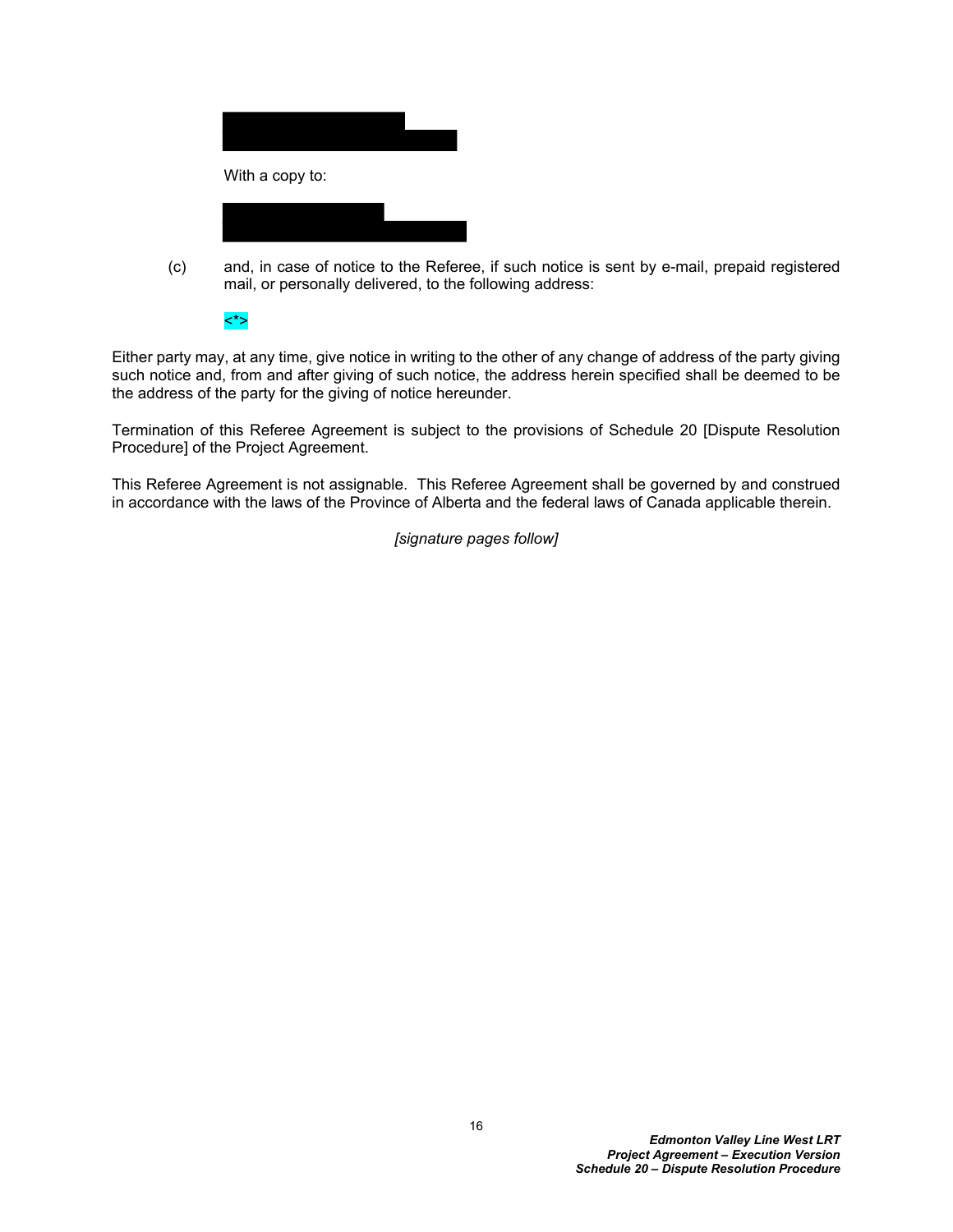With a copy to:

(c) and, in case of notice to the Referee, if such notice is sent by e-mail, prepaid registered mail, or personally delivered, to the following address:

<*>

Either party may, at any time, give notice in writing to the other of any change of address of the party giving such notice and, from and after giving of such notice, the address herein specified shall be deemed to be the address of the party for the giving of notice hereunder.

Termination of this Referee Agreement is subject to the provisions of Schedule 20 [Dispute Resolution Procedure] of the Project Agreement.

This Referee Agreement is not assignable. This Referee Agreement shall be governed by and construed in accordance with the laws of the Province of Alberta and the federal laws of Canada applicable therein.

*[signature pages follow]*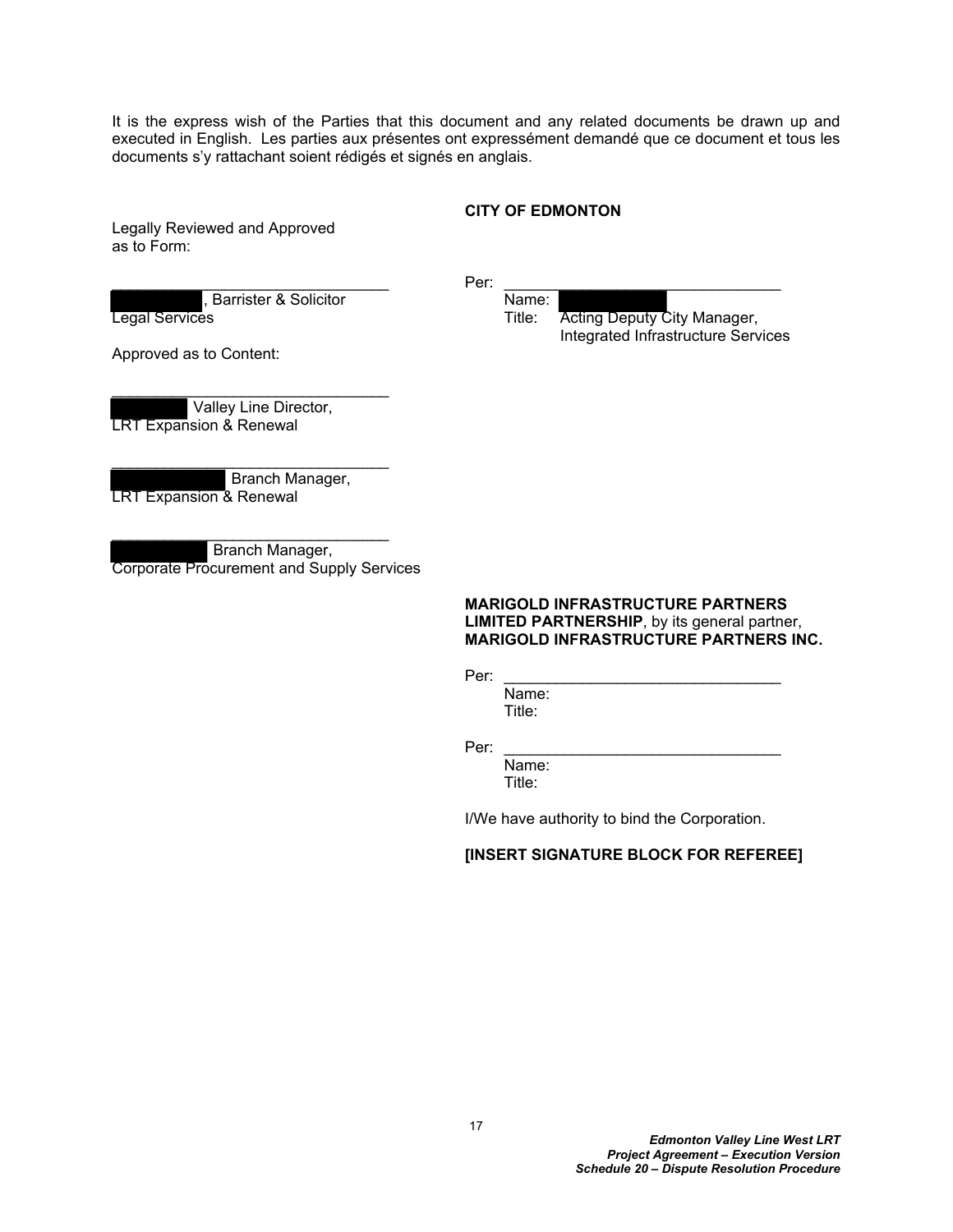It is the express wish of the Parties that this document and any related documents be drawn up and executed in English. Les parties aux présentes ont expressément demandé que ce document et tous les documents s'y rattachant soient rédigés et signés en anglais.

**CITY OF EDMONTON**

Legally Reviewed and Approved as to Form:

______________________________
[REDACTED], Barrister & Solicitor
Legal Services

Per: ______________________________
Name: [REDACTED]
Title: Acting Deputy City Manager, Integrated Infrastructure Services

Approved as to Content:

______________________________
[REDACTED] Valley Line Director,
LRT Expansion & Renewal

______________________________
[REDACTED] Branch Manager,
LRT Expansion & Renewal

______________________________
[REDACTED] Branch Manager,
Corporate Procurement and Supply Services

**MARIGOLD INFRASTRUCTURE PARTNERS LIMITED PARTNERSHIP**, by its general partner, **MARIGOLD INFRASTRUCTURE PARTNERS INC.**

Per: ______________________________
Name:
Title:

Per: ______________________________
Name:
Title:

I/We have authority to bind the Corporation.

**[INSERT SIGNATURE BLOCK FOR REFEREE]**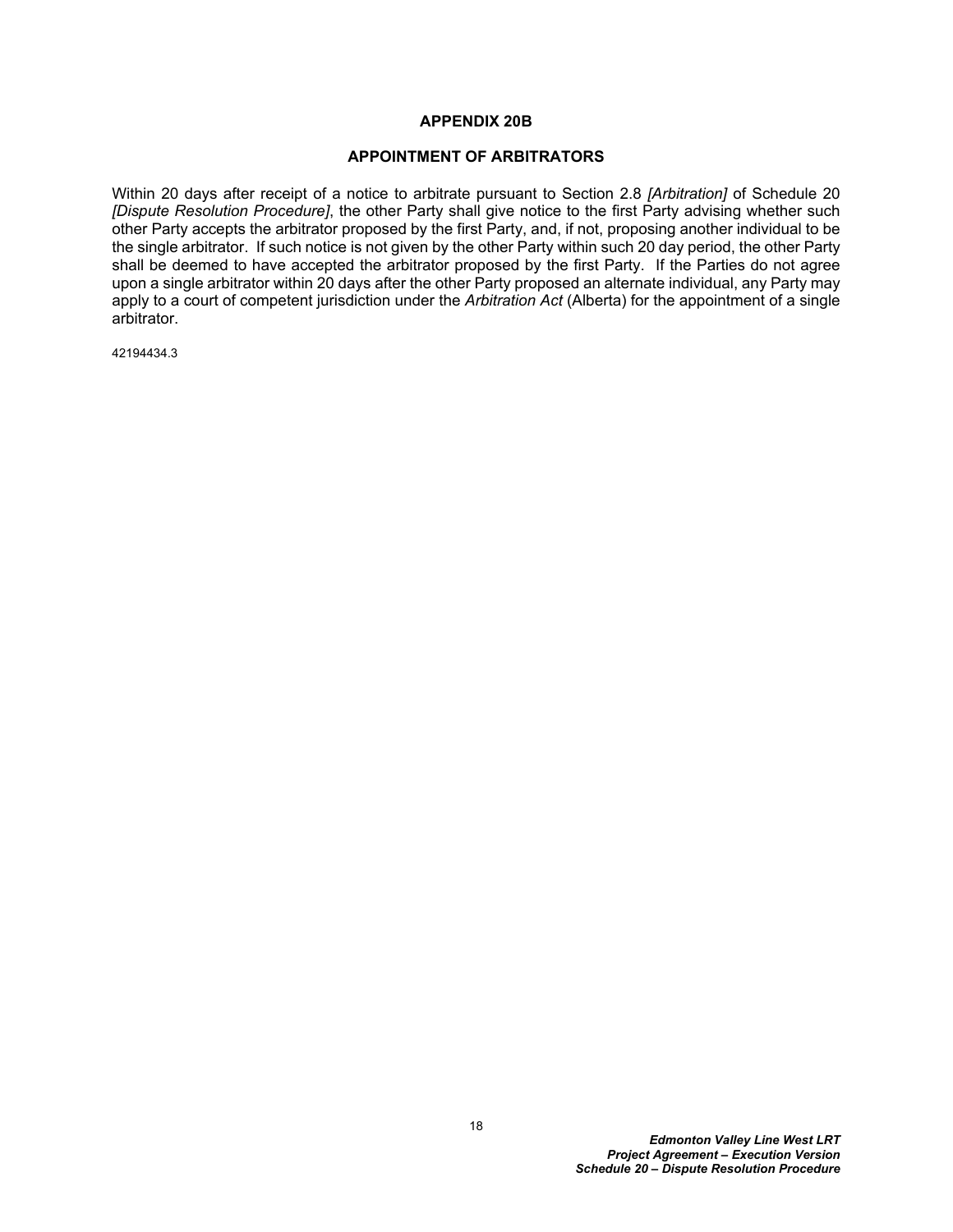# APPENDIX 20B

## APPOINTMENT OF ARBITRATORS

Within 20 days after receipt of a notice to arbitrate pursuant to Section 2.8 *[Arbitration]* of Schedule 20 *[Dispute Resolution Procedure]*, the other Party shall give notice to the first Party advising whether such other Party accepts the arbitrator proposed by the first Party, and, if not, proposing another individual to be the single arbitrator. If such notice is not given by the other Party within such 20 day period, the other Party shall be deemed to have accepted the arbitrator proposed by the first Party. If the Parties do not agree upon a single arbitrator within 20 days after the other Party proposed an alternate individual, any Party may apply to a court of competent jurisdiction under the *Arbitration Act* (Alberta) for the appointment of a single arbitrator.

42194434.3